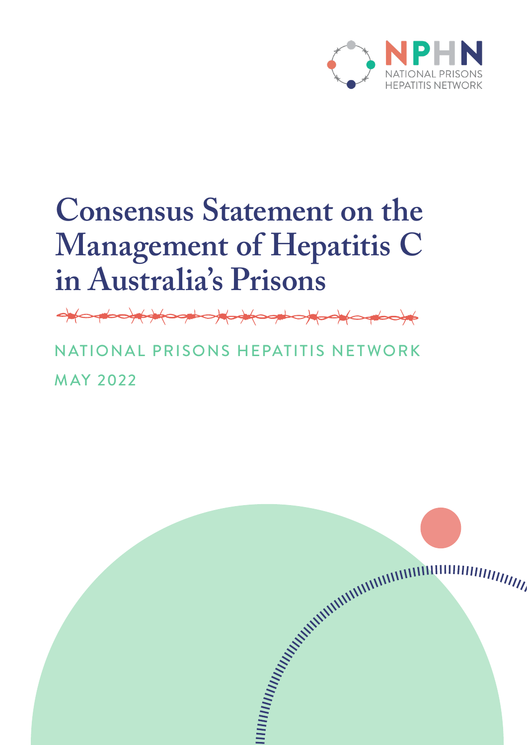NPHN
NATIONAL PRISONS HEPATITIS NETWORK

# Consensus Statement on the Management of Hepatitis C in Australia's Prisons

NATIONAL PRISONS HEPATITIS NETWORK

MAY 2022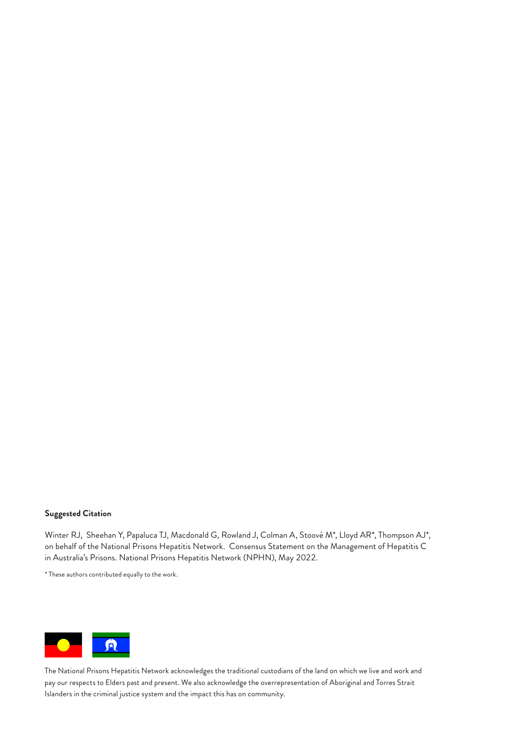**Suggested Citation**

Winter RJ, Sheehan Y, Papaluca TJ, Macdonald G, Rowland J, Colman A, Stoové M*, Lloyd AR*, Thompson AJ*, on behalf of the National Prisons Hepatitis Network. Consensus Statement on the Management of Hepatitis C in Australia's Prisons. National Prisons Hepatitis Network (NPHN), May 2022.

* These authors contributed equally to the work.

The National Prisons Hepatitis Network acknowledges the traditional custodians of the land on which we live and work and pay our respects to Elders past and present. We also acknowledge the overrepresentation of Aboriginal and Torres Strait Islanders in the criminal justice system and the impact this has on community.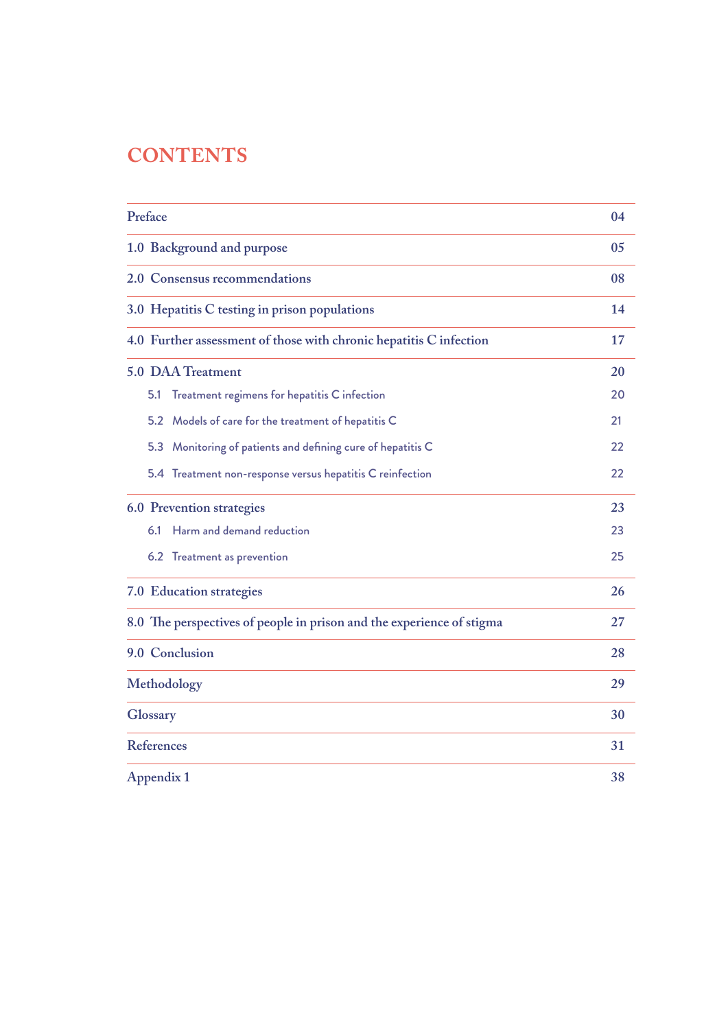# CONTENTS

| | |
|---|---|
| Preface | 04 |
| 1.0 Background and purpose | 05 |
| 2.0 Consensus recommendations | 08 |
| 3.0 Hepatitis C testing in prison populations | 14 |
| 4.0 Further assessment of those with chronic hepatitis C infection | 17 |
| 5.0 DAA Treatment | 20 |
| 5.1 Treatment regimens for hepatitis C infection | 20 |
| 5.2 Models of care for the treatment of hepatitis C | 21 |
| 5.3 Monitoring of patients and defining cure of hepatitis C | 22 |
| 5.4 Treatment non-response versus hepatitis C reinfection | 22 |
| 6.0 Prevention strategies | 23 |
| 6.1 Harm and demand reduction | 23 |
| 6.2 Treatment as prevention | 25 |
| 7.0 Education strategies | 26 |
| 8.0 The perspectives of people in prison and the experience of stigma | 27 |
| 9.0 Conclusion | 28 |
| Methodology | 29 |
| Glossary | 30 |
| References | 31 |
| Appendix 1 | 38 |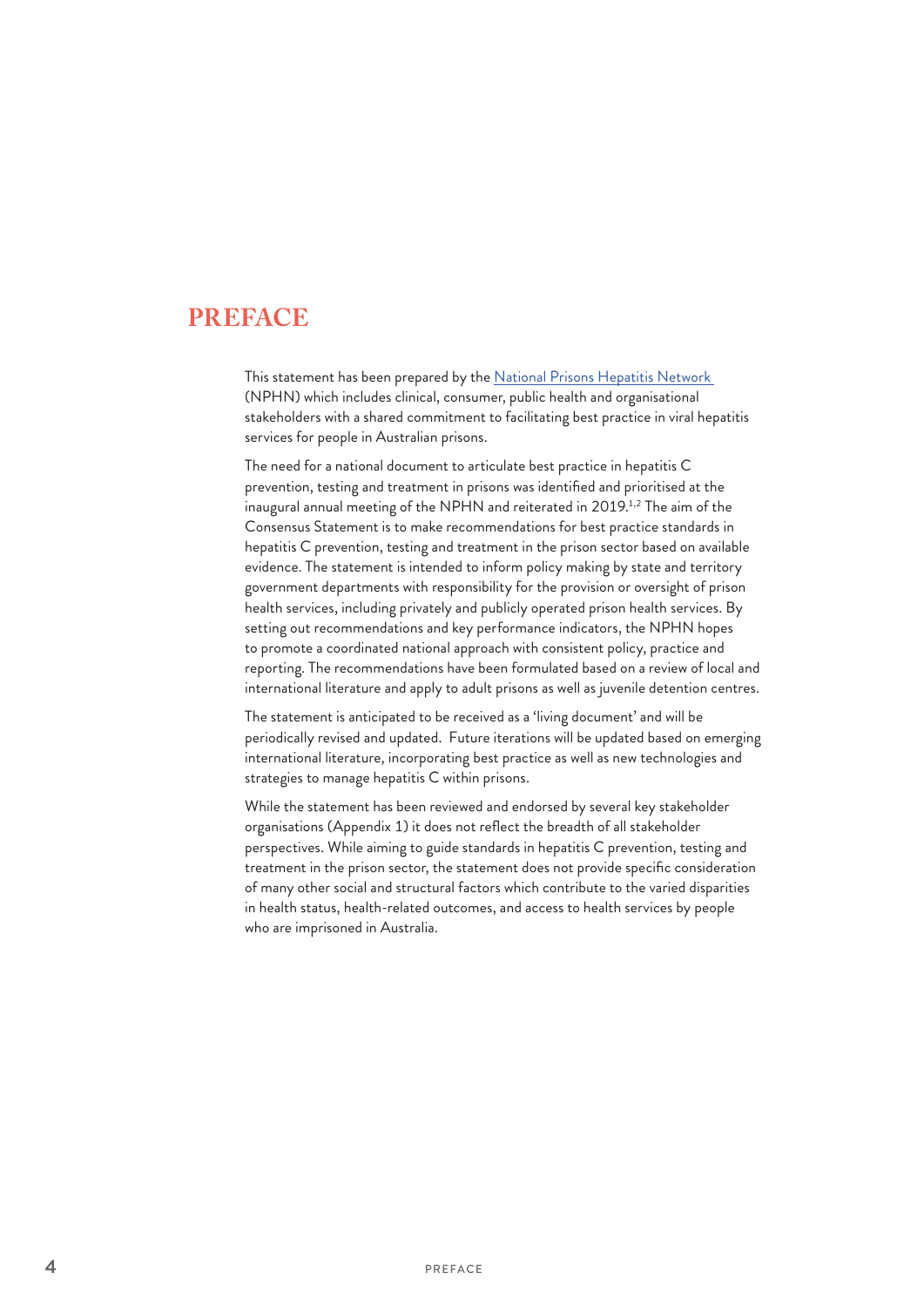# PREFACE

This statement has been prepared by the [National Prisons Hepatitis Network](#) (NPHN) which includes clinical, consumer, public health and organisational stakeholders with a shared commitment to facilitating best practice in viral hepatitis services for people in Australian prisons.

The need for a national document to articulate best practice in hepatitis C prevention, testing and treatment in prisons was identified and prioritised at the inaugural annual meeting of the NPHN and reiterated in 2019.[1,2] The aim of the Consensus Statement is to make recommendations for best practice standards in hepatitis C prevention, testing and treatment in the prison sector based on available evidence. The statement is intended to inform policy making by state and territory government departments with responsibility for the provision or oversight of prison health services, including privately and publicly operated prison health services. By setting out recommendations and key performance indicators, the NPHN hopes to promote a coordinated national approach with consistent policy, practice and reporting. The recommendations have been formulated based on a review of local and international literature and apply to adult prisons as well as juvenile detention centres.

The statement is anticipated to be received as a 'living document' and will be periodically revised and updated. Future iterations will be updated based on emerging international literature, incorporating best practice as well as new technologies and strategies to manage hepatitis C within prisons.

While the statement has been reviewed and endorsed by several key stakeholder organisations (Appendix 1) it does not reflect the breadth of all stakeholder perspectives. While aiming to guide standards in hepatitis C prevention, testing and treatment in the prison sector, the statement does not provide specific consideration of many other social and structural factors which contribute to the varied disparities in health status, health-related outcomes, and access to health services by people who are imprisoned in Australia.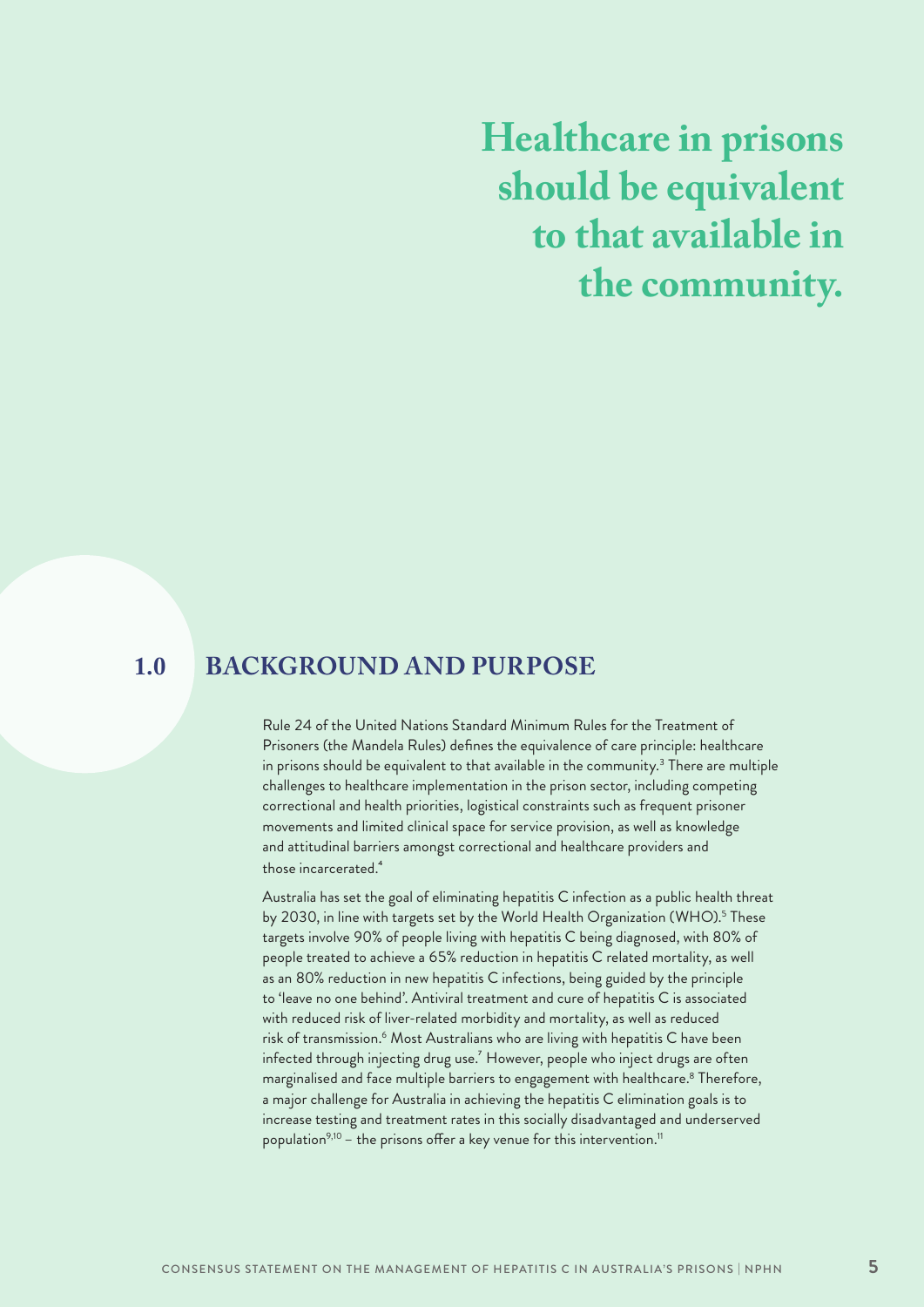**Healthcare in prisons should be equivalent to that available in the community.**

## 1.0 BACKGROUND AND PURPOSE

Rule 24 of the United Nations Standard Minimum Rules for the Treatment of Prisoners (the Mandela Rules) defines the equivalence of care principle: healthcare in prisons should be equivalent to that available in the community.[3] There are multiple challenges to healthcare implementation in the prison sector, including competing correctional and health priorities, logistical constraints such as frequent prisoner movements and limited clinical space for service provision, as well as knowledge and attitudinal barriers amongst correctional and healthcare providers and those incarcerated.[4]

Australia has set the goal of eliminating hepatitis C infection as a public health threat by 2030, in line with targets set by the World Health Organization (WHO).[5] These targets involve 90% of people living with hepatitis C being diagnosed, with 80% of people treated to achieve a 65% reduction in hepatitis C related mortality, as well as an 80% reduction in new hepatitis C infections, being guided by the principle to 'leave no one behind'. Antiviral treatment and cure of hepatitis C is associated with reduced risk of liver-related morbidity and mortality, as well as reduced risk of transmission.[6] Most Australians who are living with hepatitis C have been infected through injecting drug use.[7] However, people who inject drugs are often marginalised and face multiple barriers to engagement with healthcare.[8] Therefore, a major challenge for Australia in achieving the hepatitis C elimination goals is to increase testing and treatment rates in this socially disadvantaged and underserved population[9,10] – the prisons offer a key venue for this intervention.[11]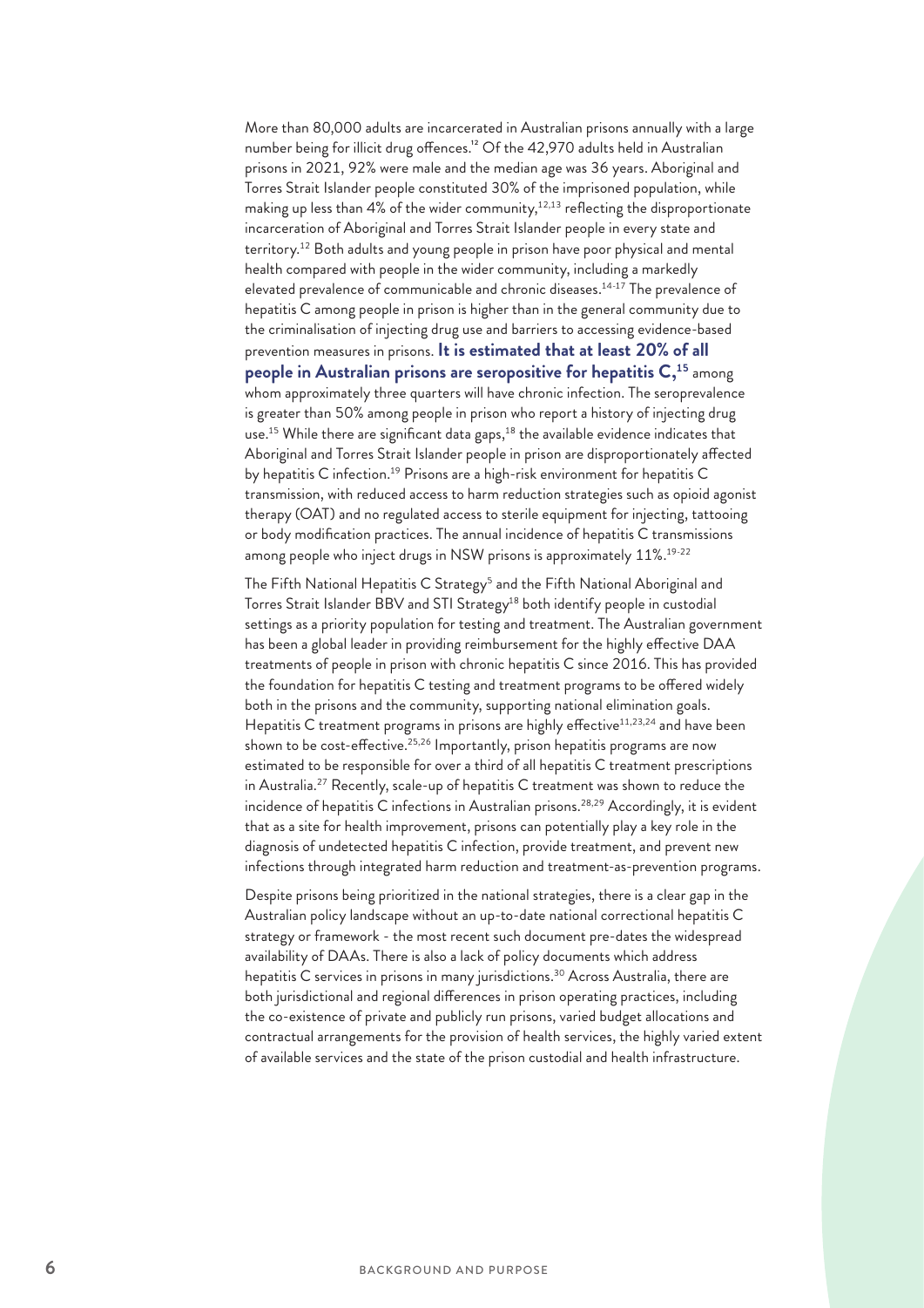More than 80,000 adults are incarcerated in Australian prisons annually with a large number being for illicit drug offences.[12] Of the 42,970 adults held in Australian prisons in 2021, 92% were male and the median age was 36 years. Aboriginal and Torres Strait Islander people constituted 30% of the imprisoned population, while making up less than 4% of the wider community,[12,13] reflecting the disproportionate incarceration of Aboriginal and Torres Strait Islander people in every state and territory.[12] Both adults and young people in prison have poor physical and mental health compared with people in the wider community, including a markedly elevated prevalence of communicable and chronic diseases.[14-17] The prevalence of hepatitis C among people in prison is higher than in the general community due to the criminalisation of injecting drug use and barriers to accessing evidence-based prevention measures in prisons. **It is estimated that at least 20% of all people in Australian prisons are seropositive for hepatitis C,[15]** among whom approximately three quarters will have chronic infection. The seroprevalence is greater than 50% among people in prison who report a history of injecting drug use.[15] While there are significant data gaps,[18] the available evidence indicates that Aboriginal and Torres Strait Islander people in prison are disproportionately affected by hepatitis C infection.[19] Prisons are a high-risk environment for hepatitis C transmission, with reduced access to harm reduction strategies such as opioid agonist therapy (OAT) and no regulated access to sterile equipment for injecting, tattooing or body modification practices. The annual incidence of hepatitis C transmissions among people who inject drugs in NSW prisons is approximately 11%.[19-22]

The Fifth National Hepatitis C Strategy[5] and the Fifth National Aboriginal and Torres Strait Islander BBV and STI Strategy[18] both identify people in custodial settings as a priority population for testing and treatment. The Australian government has been a global leader in providing reimbursement for the highly effective DAA treatments of people in prison with chronic hepatitis C since 2016. This has provided the foundation for hepatitis C testing and treatment programs to be offered widely both in the prisons and the community, supporting national elimination goals. Hepatitis C treatment programs in prisons are highly effective[11,23,24] and have been shown to be cost-effective.[25,26] Importantly, prison hepatitis programs are now estimated to be responsible for over a third of all hepatitis C treatment prescriptions in Australia.[27] Recently, scale-up of hepatitis C treatment was shown to reduce the incidence of hepatitis C infections in Australian prisons.[28,29] Accordingly, it is evident that as a site for health improvement, prisons can potentially play a key role in the diagnosis of undetected hepatitis C infection, provide treatment, and prevent new infections through integrated harm reduction and treatment-as-prevention programs.

Despite prisons being prioritized in the national strategies, there is a clear gap in the Australian policy landscape without an up-to-date national correctional hepatitis C strategy or framework - the most recent such document pre-dates the widespread availability of DAAs. There is also a lack of policy documents which address hepatitis C services in prisons in many jurisdictions.[30] Across Australia, there are both jurisdictional and regional differences in prison operating practices, including the co-existence of private and publicly run prisons, varied budget allocations and contractual arrangements for the provision of health services, the highly varied extent of available services and the state of the prison custodial and health infrastructure.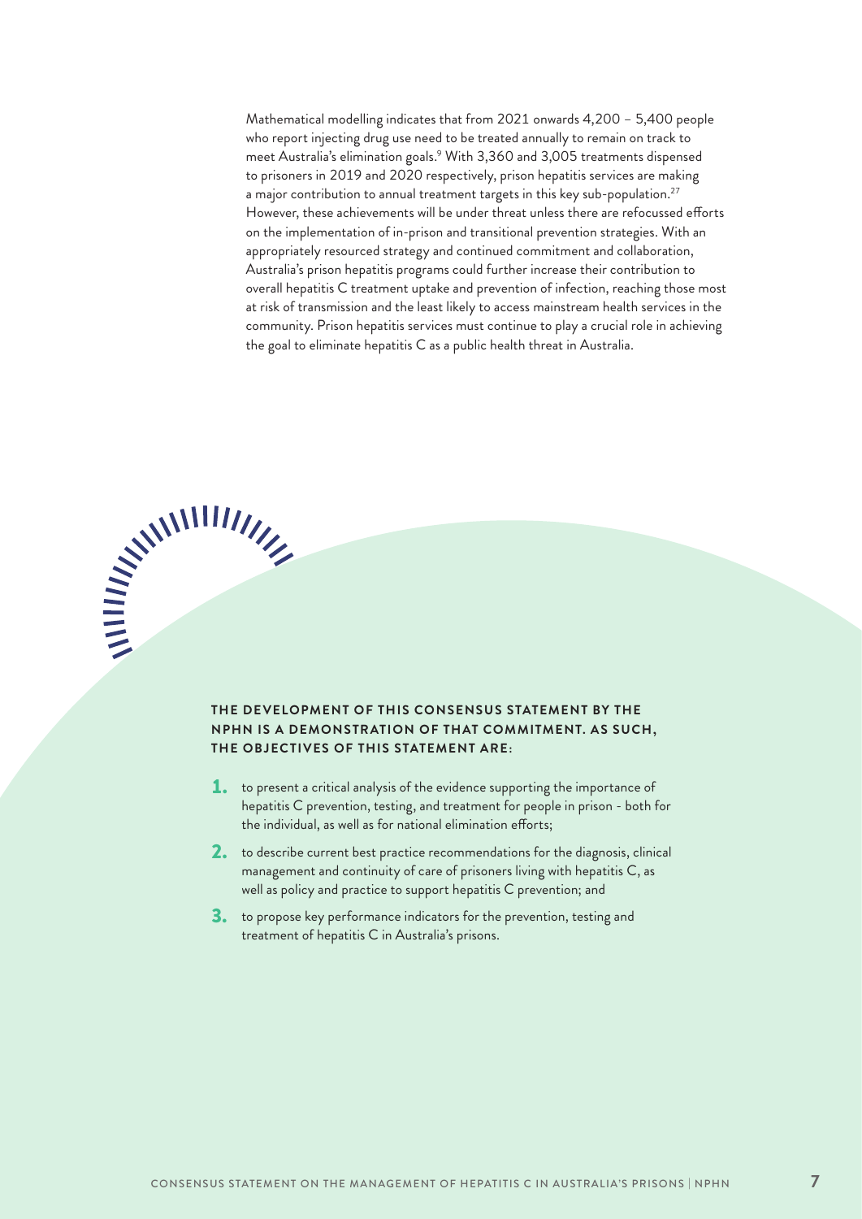Mathematical modelling indicates that from 2021 onwards 4,200 – 5,400 people who report injecting drug use need to be treated annually to remain on track to meet Australia's elimination goals.[9] With 3,360 and 3,005 treatments dispensed to prisoners in 2019 and 2020 respectively, prison hepatitis services are making a major contribution to annual treatment targets in this key sub-population.[27] However, these achievements will be under threat unless there are refocussed efforts on the implementation of in-prison and transitional prevention strategies. With an appropriately resourced strategy and continued commitment and collaboration, Australia's prison hepatitis programs could further increase their contribution to overall hepatitis C treatment uptake and prevention of infection, reaching those most at risk of transmission and the least likely to access mainstream health services in the community. Prison hepatitis services must continue to play a crucial role in achieving the goal to eliminate hepatitis C as a public health threat in Australia.

**THE DEVELOPMENT OF THIS CONSENSUS STATEMENT BY THE NPHN IS A DEMONSTRATION OF THAT COMMITMENT. AS SUCH, THE OBJECTIVES OF THIS STATEMENT ARE:**

1. to present a critical analysis of the evidence supporting the importance of hepatitis C prevention, testing, and treatment for people in prison - both for the individual, as well as for national elimination efforts;
2. to describe current best practice recommendations for the diagnosis, clinical management and continuity of care of prisoners living with hepatitis C, as well as policy and practice to support hepatitis C prevention; and
3. to propose key performance indicators for the prevention, testing and treatment of hepatitis C in Australia's prisons.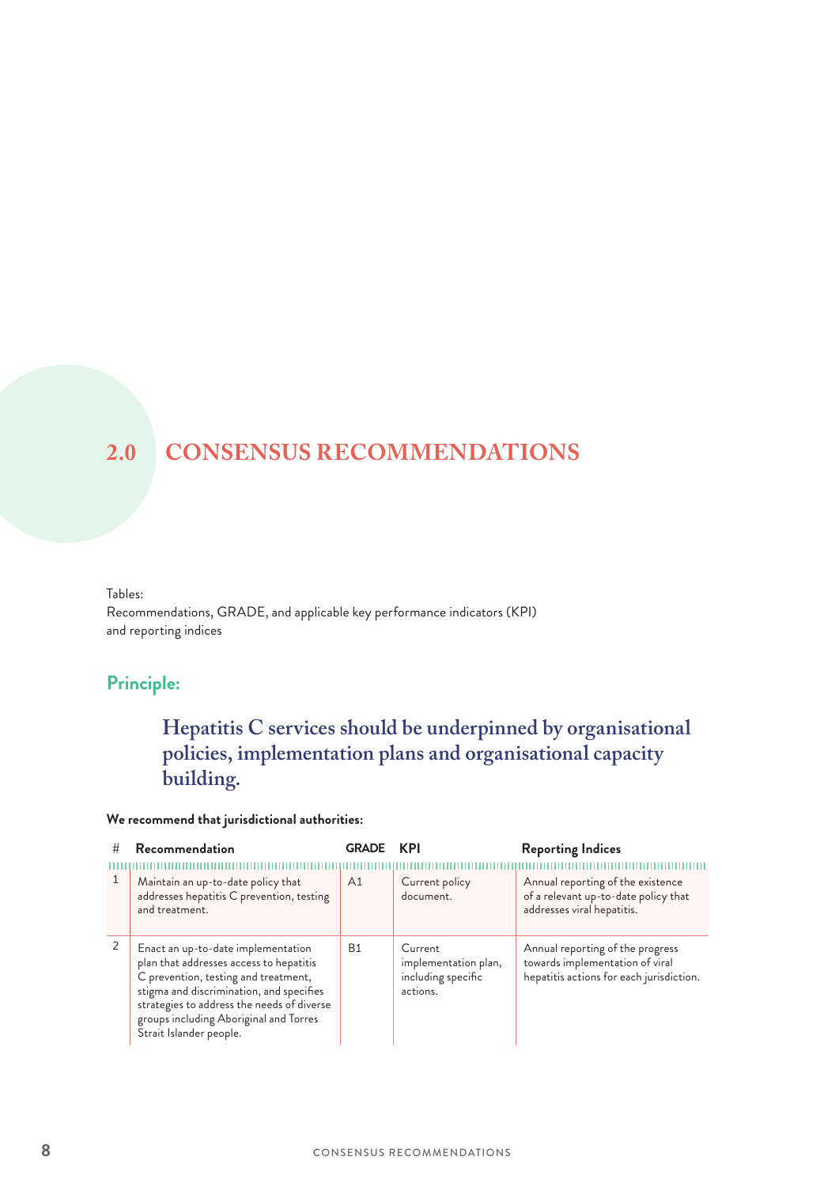# 2.0 CONSENSUS RECOMMENDATIONS

Tables:
Recommendations, GRADE, and applicable key performance indicators (KPI) and reporting indices

## Principle:

### Hepatitis C services should be underpinned by organisational policies, implementation plans and organisational capacity building.

**We recommend that jurisdictional authorities:**

| # | Recommendation | GRADE | KPI | Reporting Indices |
|---|---|---|---|---|
| 1 | Maintain an up-to-date policy that addresses hepatitis C prevention, testing and treatment. | A1 | Current policy document. | Annual reporting of the existence of a relevant up-to-date policy that addresses viral hepatitis. |
| 2 | Enact an up-to-date implementation plan that addresses access to hepatitis C prevention, testing and treatment, stigma and discrimination, and specifies strategies to address the needs of diverse groups including Aboriginal and Torres Strait Islander people. | B1 | Current implementation plan, including specific actions. | Annual reporting of the progress towards implementation of viral hepatitis actions for each jurisdiction. |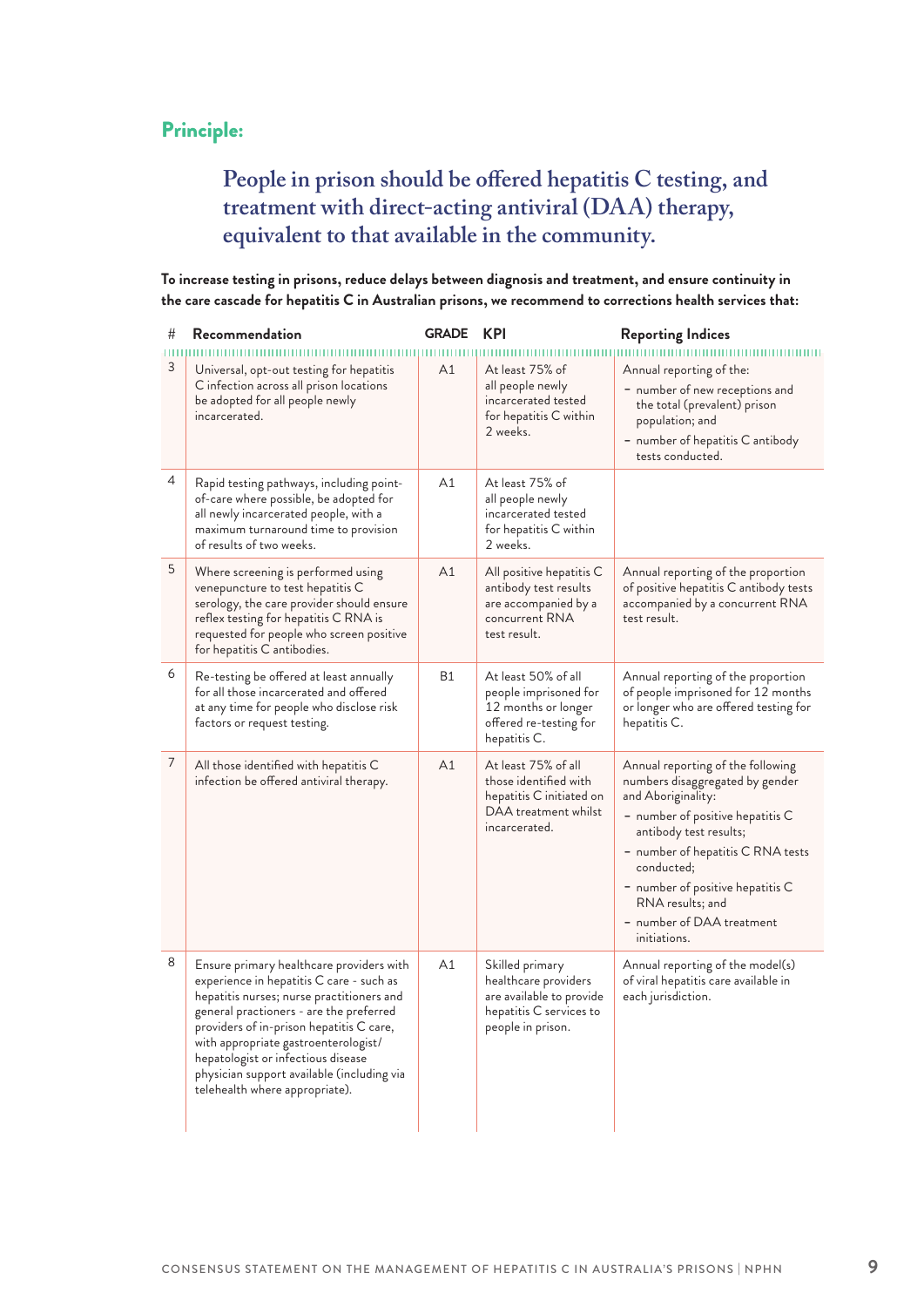## Principle:

### People in prison should be offered hepatitis C testing, and treatment with direct-acting antiviral (DAA) therapy, equivalent to that available in the community.

**To increase testing in prisons, reduce delays between diagnosis and treatment, and ensure continuity in the care cascade for hepatitis C in Australian prisons, we recommend to corrections health services that:**

| # | Recommendation | GRADE | KPI | Reporting Indices |
|---|---|---|---|---|
| 3 | Universal, opt-out testing for hepatitis C infection across all prison locations be adopted for all people newly incarcerated. | A1 | At least 75% of all people newly incarcerated tested for hepatitis C within 2 weeks. | Annual reporting of the:<br>- number of new receptions and the total (prevalent) prison population; and<br>- number of hepatitis C antibody tests conducted. |
| 4 | Rapid testing pathways, including point-of-care where possible, be adopted for all newly incarcerated people, with a maximum turnaround time to provision of results of two weeks. | A1 | At least 75% of all people newly incarcerated tested for hepatitis C within 2 weeks. | |
| 5 | Where screening is performed using venepuncture to test hepatitis C serology, the care provider should ensure reflex testing for hepatitis C RNA is requested for people who screen positive for hepatitis C antibodies. | A1 | All positive hepatitis C antibody test results are accompanied by a concurrent RNA test result. | Annual reporting of the proportion of positive hepatitis C antibody tests accompanied by a concurrent RNA test result. |
| 6 | Re-testing be offered at least annually for all those incarcerated and offered at any time for people who disclose risk factors or request testing. | B1 | At least 50% of all people imprisoned for 12 months or longer offered re-testing for hepatitis C. | Annual reporting of the proportion of people imprisoned for 12 months or longer who are offered testing for hepatitis C. |
| 7 | All those identified with hepatitis C infection be offered antiviral therapy. | A1 | At least 75% of all those identified with hepatitis C initiated on DAA treatment whilst incarcerated. | Annual reporting of the following numbers disaggregated by gender and Aboriginality:<br>- number of positive hepatitis C antibody test results;<br>- number of hepatitis C RNA tests conducted;<br>- number of positive hepatitis C RNA results; and<br>- number of DAA treatment initiations. |
| 8 | Ensure primary healthcare providers with experience in hepatitis C care - such as hepatitis nurses; nurse practitioners and general practioners - are the preferred providers of in-prison hepatitis C care, with appropriate gastroenterologist/hepatologist or infectious disease physician support available (including via telehealth where appropriate). | A1 | Skilled primary healthcare providers are available to provide hepatitis C services to people in prison. | Annual reporting of the model(s) of viral hepatitis care available in each jurisdiction. |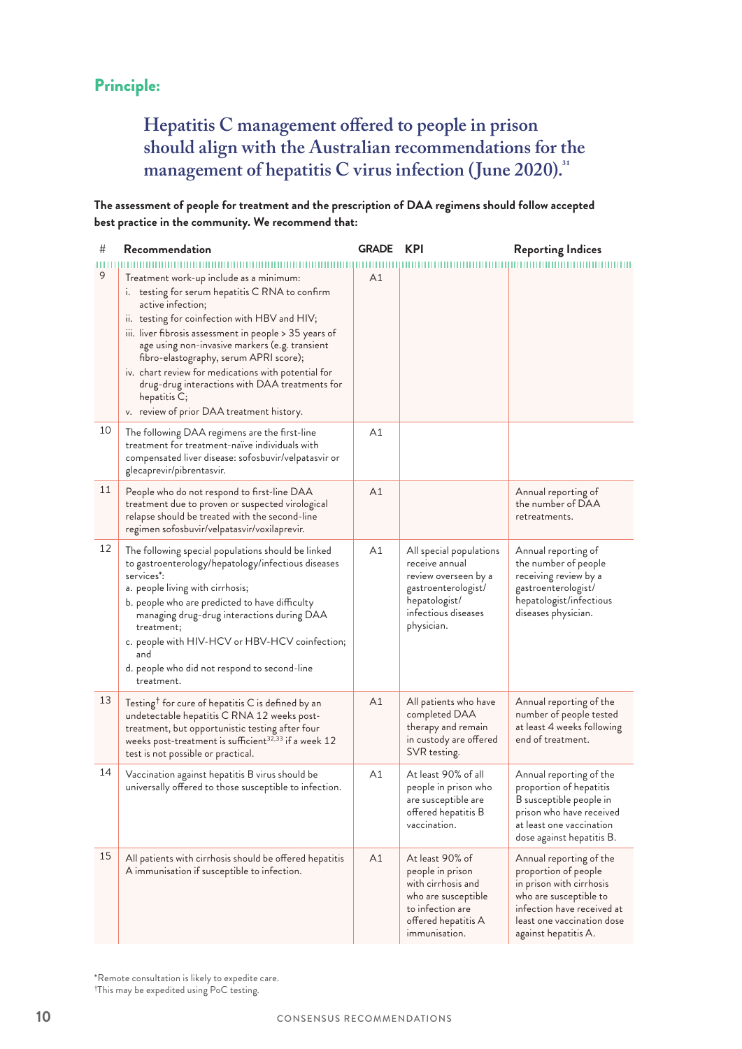## Principle:

### Hepatitis C management offered to people in prison should align with the Australian recommendations for the management of hepatitis C virus infection (June 2020).[31]

**The assessment of people for treatment and the prescription of DAA regimens should follow accepted best practice in the community. We recommend that:**

| # | Recommendation | GRADE | KPI | Reporting Indices |
|---|---|---|---|---|
| 9 | Treatment work-up include as a minimum:<br>i. testing for serum hepatitis C RNA to confirm active infection;<br>ii. testing for coinfection with HBV and HIV;<br>iii. liver fibrosis assessment in people > 35 years of age using non-invasive markers (e.g. transient fibro-elastography, serum APRI score);<br>iv. chart review for medications with potential for drug-drug interactions with DAA treatments for hepatitis C;<br>v. review of prior DAA treatment history. | A1 | | |
| 10 | The following DAA regimens are the first-line treatment for treatment-naïve individuals with compensated liver disease: sofosbuvir/velpatasvir or glecaprevir/pibrentasvir. | A1 | | |
| 11 | People who do not respond to first-line DAA treatment due to proven or suspected virological relapse should be treated with the second-line regimen sofosbuvir/velpatasvir/voxilaprevir. | A1 | | Annual reporting of the number of DAA retreatments. |
| 12 | The following special populations should be linked to gastroenterology/hepatology/infectious diseases services*:<br>a. people living with cirrhosis;<br>b. people who are predicted to have difficulty managing drug-drug interactions during DAA treatment;<br>c. people with HIV-HCV or HBV-HCV coinfection; and<br>d. people who did not respond to second-line treatment. | A1 | All special populations receive annual review overseen by a gastroenterologist/hepatologist/infectious diseases physician. | Annual reporting of the number of people receiving review by a gastroenterologist/hepatologist/infectious diseases physician. |
| 13 | Testing† for cure of hepatitis C is defined by an undetectable hepatitis C RNA 12 weeks post-treatment, but opportunistic testing after four weeks post-treatment is sufficient[32,33] if a week 12 test is not possible or practical. | A1 | All patients who have completed DAA therapy and remain in custody are offered SVR testing. | Annual reporting of the number of people tested at least 4 weeks following end of treatment. |
| 14 | Vaccination against hepatitis B virus should be universally offered to those susceptible to infection. | A1 | At least 90% of all people in prison who are susceptible are offered hepatitis B vaccination. | Annual reporting of the proportion of hepatitis B susceptible people in prison who have received at least one vaccination dose against hepatitis B. |
| 15 | All patients with cirrhosis should be offered hepatitis A immunisation if susceptible to infection. | A1 | At least 90% of people in prison with cirrhosis and who are susceptible to infection are offered hepatitis A immunisation. | Annual reporting of the proportion of people in prison with cirrhosis who are susceptible to infection have received at least one vaccination dose against hepatitis A. |

*Remote consultation is likely to expedite care.
†This may be expedited using PoC testing.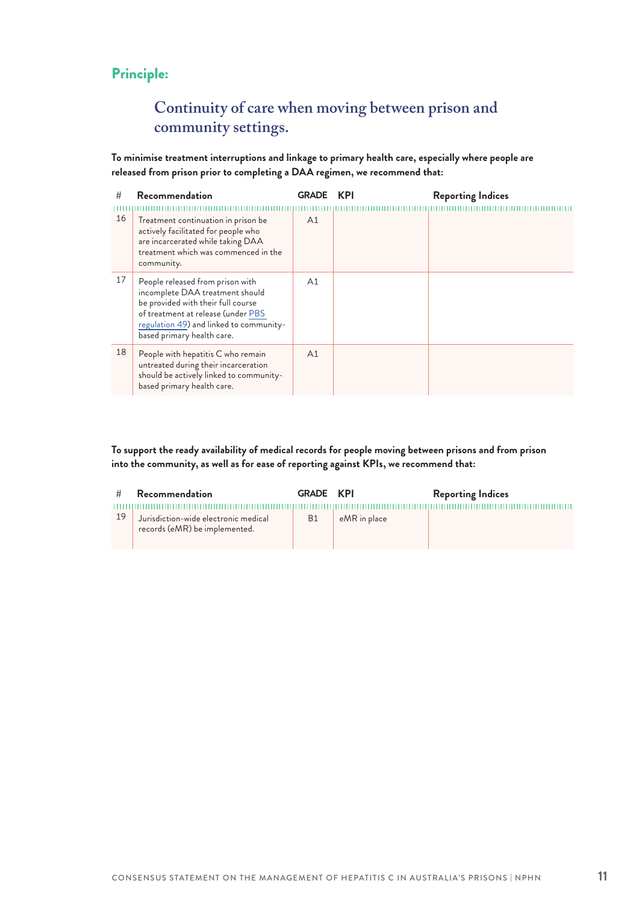## Principle:

### Continuity of care when moving between prison and community settings.

**To minimise treatment interruptions and linkage to primary health care, especially where people are released from prison prior to completing a DAA regimen, we recommend that:**

| # | Recommendation | GRADE | KPI | Reporting Indices |
|---|---|---|---|---|
| 16 | Treatment continuation in prison be actively facilitated for people who are incarcerated while taking DAA treatment which was commenced in the community. | A1 | | |
| 17 | People released from prison with incomplete DAA treatment should be provided with their full course of treatment at release (under PBS regulation 49) and linked to community-based primary health care. | A1 | | |
| 18 | People with hepatitis C who remain untreated during their incarceration should be actively linked to community-based primary health care. | A1 | | |

**To support the ready availability of medical records for people moving between prisons and from prison into the community, as well as for ease of reporting against KPIs, we recommend that:**

| # | Recommendation | GRADE | KPI | Reporting Indices |
|---|---|---|---|---|
| 19 | Jurisdiction-wide electronic medical records (eMR) be implemented. | B1 | eMR in place | |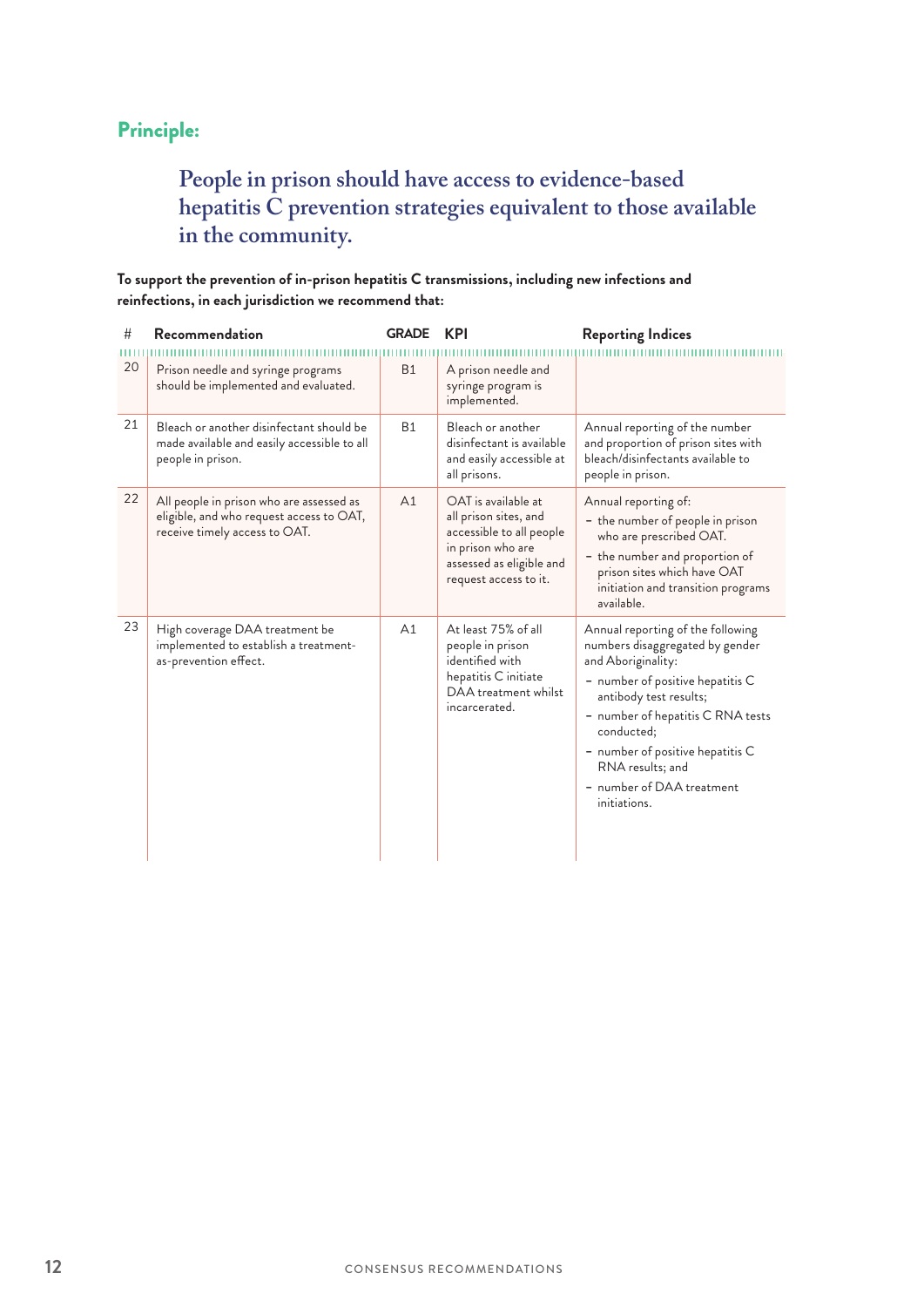## Principle:

### People in prison should have access to evidence-based hepatitis C prevention strategies equivalent to those available in the community.

**To support the prevention of in-prison hepatitis C transmissions, including new infections and reinfections, in each jurisdiction we recommend that:**

| # | Recommendation | GRADE | KPI | Reporting Indices |
|---|---|---|---|---|
| 20 | Prison needle and syringe programs should be implemented and evaluated. | B1 | A prison needle and syringe program is implemented. | |
| 21 | Bleach or another disinfectant should be made available and easily accessible to all people in prison. | B1 | Bleach or another disinfectant is available and easily accessible at all prisons. | Annual reporting of the number and proportion of prison sites with bleach/disinfectants available to people in prison. |
| 22 | All people in prison who are assessed as eligible, and who request access to OAT, receive timely access to OAT. | A1 | OAT is available at all prison sites, and accessible to all people in prison who are assessed as eligible and request access to it. | Annual reporting of:<br>- the number of people in prison who are prescribed OAT.<br>- the number and proportion of prison sites which have OAT initiation and transition programs available. |
| 23 | High coverage DAA treatment be implemented to establish a treatment-as-prevention effect. | A1 | At least 75% of all people in prison identified with hepatitis C initiate DAA treatment whilst incarcerated. | Annual reporting of the following numbers disaggregated by gender and Aboriginality:<br>- number of positive hepatitis C antibody test results;<br>- number of hepatitis C RNA tests conducted;<br>- number of positive hepatitis C RNA results; and<br>- number of DAA treatment initiations. |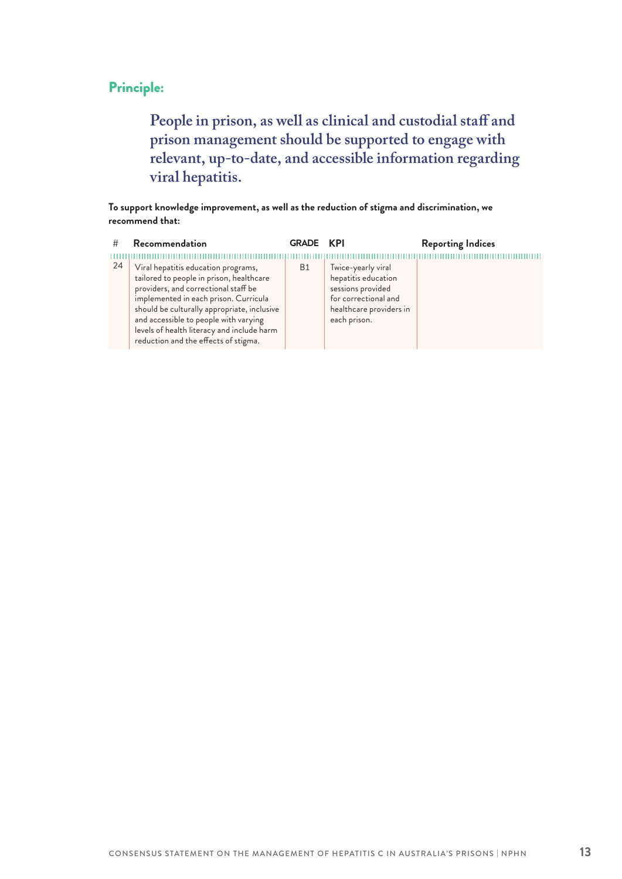## Principle:

### People in prison, as well as clinical and custodial staff and prison management should be supported to engage with relevant, up-to-date, and accessible information regarding viral hepatitis.

**To support knowledge improvement, as well as the reduction of stigma and discrimination, we recommend that:**

| # | Recommendation | GRADE | KPI | Reporting Indices |
|---|---|---|---|---|
| 24 | Viral hepatitis education programs, tailored to people in prison, healthcare providers, and correctional staff be implemented in each prison. Curricula should be culturally appropriate, inclusive and accessible to people with varying levels of health literacy and include harm reduction and the effects of stigma. | B1 | Twice-yearly viral hepatitis education sessions provided for correctional and healthcare providers in each prison. | |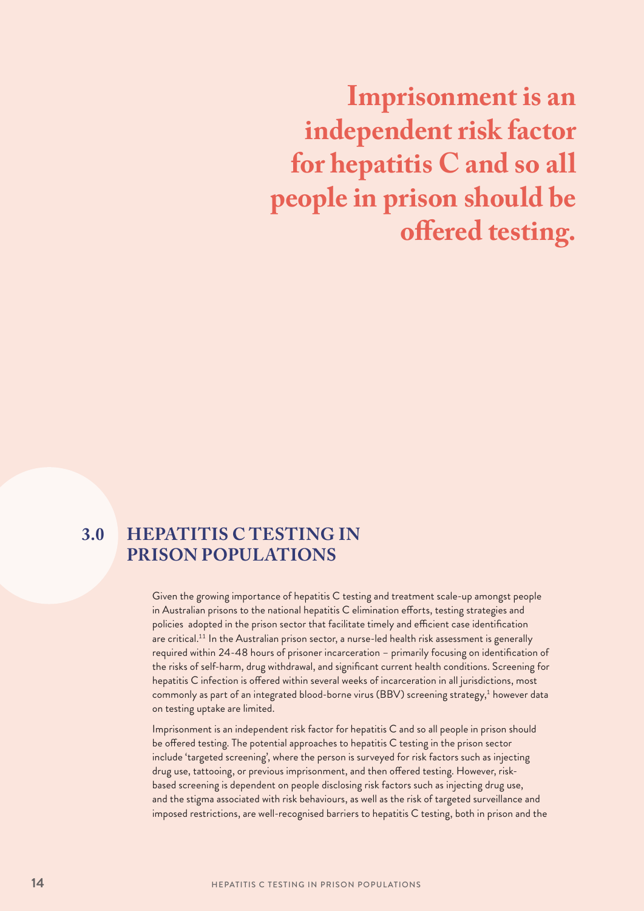**Imprisonment is an independent risk factor for hepatitis C and so all people in prison should be offered testing.**

## 3.0 HEPATITIS C TESTING IN PRISON POPULATIONS

Given the growing importance of hepatitis C testing and treatment scale-up amongst people in Australian prisons to the national hepatitis C elimination efforts, testing strategies and policies adopted in the prison sector that facilitate timely and efficient case identification are critical.[11] In the Australian prison sector, a nurse-led health risk assessment is generally required within 24-48 hours of prisoner incarceration – primarily focusing on identification of the risks of self-harm, drug withdrawal, and significant current health conditions. Screening for hepatitis C infection is offered within several weeks of incarceration in all jurisdictions, most commonly as part of an integrated blood-borne virus (BBV) screening strategy,[1] however data on testing uptake are limited.

Imprisonment is an independent risk factor for hepatitis C and so all people in prison should be offered testing. The potential approaches to hepatitis C testing in the prison sector include 'targeted screening', where the person is surveyed for risk factors such as injecting drug use, tattooing, or previous imprisonment, and then offered testing. However, risk-based screening is dependent on people disclosing risk factors such as injecting drug use, and the stigma associated with risk behaviours, as well as the risk of targeted surveillance and imposed restrictions, are well-recognised barriers to hepatitis C testing, both in prison and the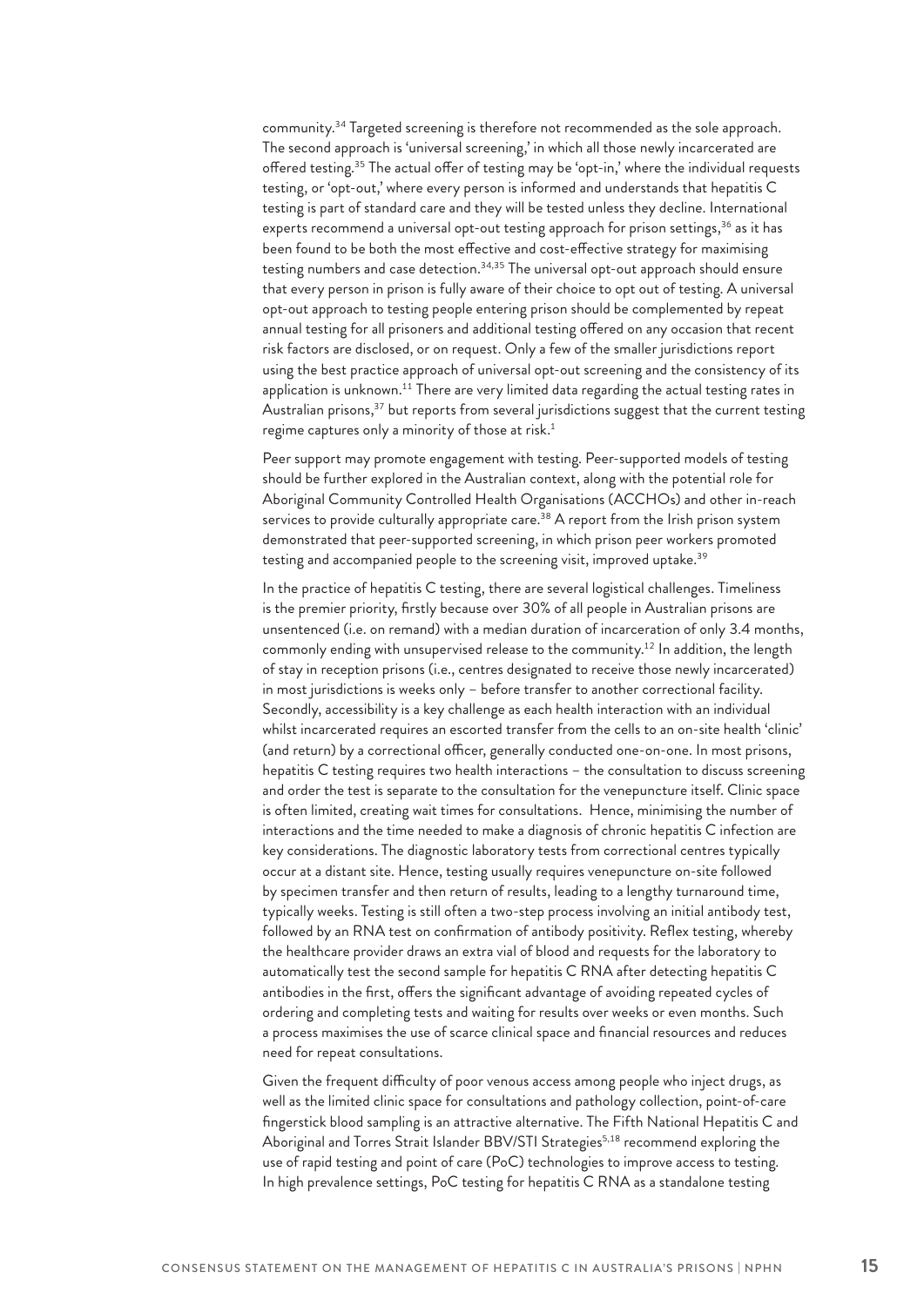community.[34] Targeted screening is therefore not recommended as the sole approach. The second approach is 'universal screening,' in which all those newly incarcerated are offered testing.[35] The actual offer of testing may be 'opt-in,' where the individual requests testing, or 'opt-out,' where every person is informed and understands that hepatitis C testing is part of standard care and they will be tested unless they decline. International experts recommend a universal opt-out testing approach for prison settings,[36] as it has been found to be both the most effective and cost-effective strategy for maximising testing numbers and case detection.[34,35] The universal opt-out approach should ensure that every person in prison is fully aware of their choice to opt out of testing. A universal opt-out approach to testing people entering prison should be complemented by repeat annual testing for all prisoners and additional testing offered on any occasion that recent risk factors are disclosed, or on request. Only a few of the smaller jurisdictions report using the best practice approach of universal opt-out screening and the consistency of its application is unknown.[11] There are very limited data regarding the actual testing rates in Australian prisons,[37] but reports from several jurisdictions suggest that the current testing regime captures only a minority of those at risk.[1]

Peer support may promote engagement with testing. Peer-supported models of testing should be further explored in the Australian context, along with the potential role for Aboriginal Community Controlled Health Organisations (ACCHOs) and other in-reach services to provide culturally appropriate care.[38] A report from the Irish prison system demonstrated that peer-supported screening, in which prison peer workers promoted testing and accompanied people to the screening visit, improved uptake.[39]

In the practice of hepatitis C testing, there are several logistical challenges. Timeliness is the premier priority, firstly because over 30% of all people in Australian prisons are unsentenced (i.e. on remand) with a median duration of incarceration of only 3.4 months, commonly ending with unsupervised release to the community.[12] In addition, the length of stay in reception prisons (i.e., centres designated to receive those newly incarcerated) in most jurisdictions is weeks only – before transfer to another correctional facility. Secondly, accessibility is a key challenge as each health interaction with an individual whilst incarcerated requires an escorted transfer from the cells to an on-site health 'clinic' (and return) by a correctional officer, generally conducted one-on-one. In most prisons, hepatitis C testing requires two health interactions – the consultation to discuss screening and order the test is separate to the consultation for the venepuncture itself. Clinic space is often limited, creating wait times for consultations. Hence, minimising the number of interactions and the time needed to make a diagnosis of chronic hepatitis C infection are key considerations. The diagnostic laboratory tests from correctional centres typically occur at a distant site. Hence, testing usually requires venepuncture on-site followed by specimen transfer and then return of results, leading to a lengthy turnaround time, typically weeks. Testing is still often a two-step process involving an initial antibody test, followed by an RNA test on confirmation of antibody positivity. Reflex testing, whereby the healthcare provider draws an extra vial of blood and requests for the laboratory to automatically test the second sample for hepatitis C RNA after detecting hepatitis C antibodies in the first, offers the significant advantage of avoiding repeated cycles of ordering and completing tests and waiting for results over weeks or even months. Such a process maximises the use of scarce clinical space and financial resources and reduces need for repeat consultations.

Given the frequent difficulty of poor venous access among people who inject drugs, as well as the limited clinic space for consultations and pathology collection, point-of-care fingerstick blood sampling is an attractive alternative. The Fifth National Hepatitis C and Aboriginal and Torres Strait Islander BBV/STI Strategies[5,18] recommend exploring the use of rapid testing and point of care (PoC) technologies to improve access to testing. In high prevalence settings, PoC testing for hepatitis C RNA as a standalone testing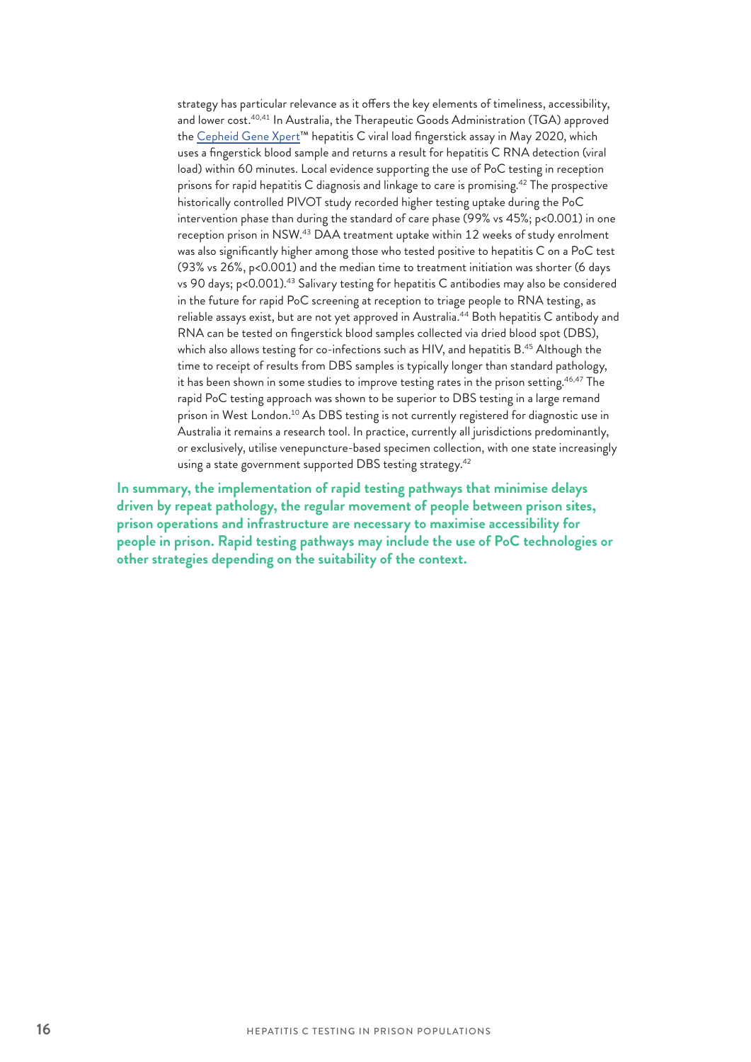strategy has particular relevance as it offers the key elements of timeliness, accessibility, and lower cost.[40,41] In Australia, the Therapeutic Goods Administration (TGA) approved the Cepheid Gene Xpert™ hepatitis C viral load fingerstick assay in May 2020, which uses a fingerstick blood sample and returns a result for hepatitis C RNA detection (viral load) within 60 minutes. Local evidence supporting the use of PoC testing in reception prisons for rapid hepatitis C diagnosis and linkage to care is promising.[42] The prospective historically controlled PIVOT study recorded higher testing uptake during the PoC intervention phase than during the standard of care phase (99% vs 45%; $p<0.001$) in one reception prison in NSW.[43] DAA treatment uptake within 12 weeks of study enrolment was also significantly higher among those who tested positive to hepatitis C on a PoC test (93% vs 26%, $p<0.001$) and the median time to treatment initiation was shorter (6 days vs 90 days; $p<0.001$).[43] Salivary testing for hepatitis C antibodies may also be considered in the future for rapid PoC screening at reception to triage people to RNA testing, as reliable assays exist, but are not yet approved in Australia.[44] Both hepatitis C antibody and RNA can be tested on fingerstick blood samples collected via dried blood spot (DBS), which also allows testing for co-infections such as HIV, and hepatitis B.[45] Although the time to receipt of results from DBS samples is typically longer than standard pathology, it has been shown in some studies to improve testing rates in the prison setting.[46,47] The rapid PoC testing approach was shown to be superior to DBS testing in a large remand prison in West London.[10] As DBS testing is not currently registered for diagnostic use in Australia it remains a research tool. In practice, currently all jurisdictions predominantly, or exclusively, utilise venepuncture-based specimen collection, with one state increasingly using a state government supported DBS testing strategy.[42]

**In summary, the implementation of rapid testing pathways that minimise delays driven by repeat pathology, the regular movement of people between prison sites, prison operations and infrastructure are necessary to maximise accessibility for people in prison. Rapid testing pathways may include the use of PoC technologies or other strategies depending on the suitability of the context.**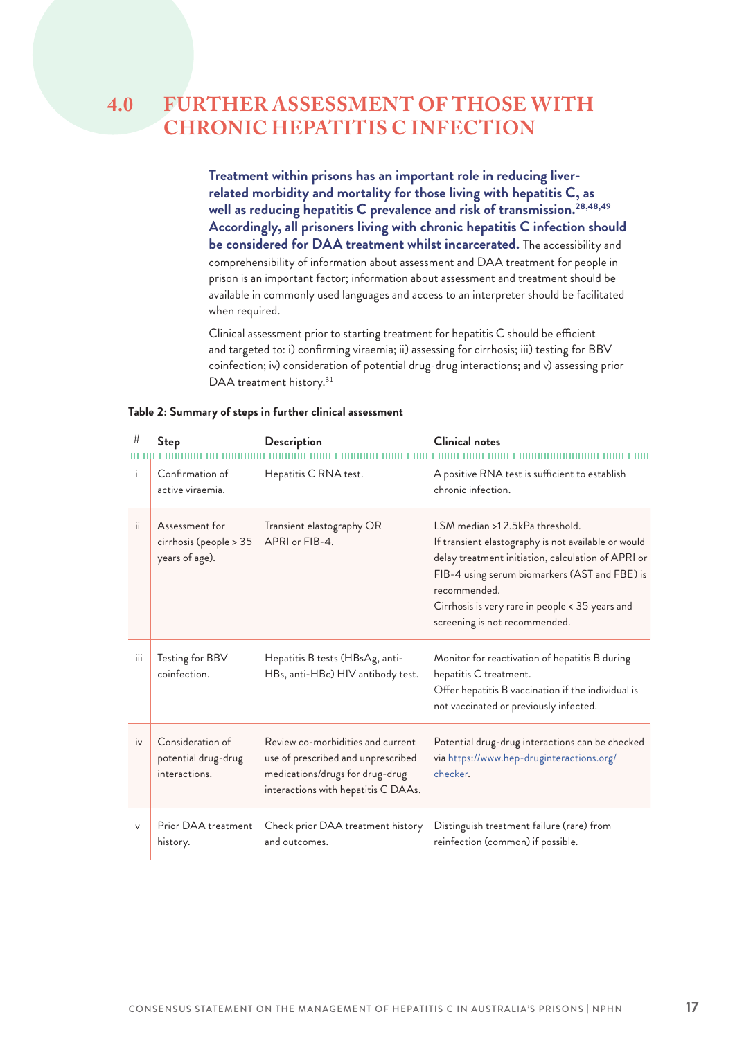# 4.0 FURTHER ASSESSMENT OF THOSE WITH CHRONIC HEPATITIS C INFECTION

**Treatment within prisons has an important role in reducing liver-related morbidity and mortality for those living with hepatitis C, as well as reducing hepatitis C prevalence and risk of transmission.[28,48,49] Accordingly, all prisoners living with chronic hepatitis C infection should be considered for DAA treatment whilst incarcerated.** The accessibility and comprehensibility of information about assessment and DAA treatment for people in prison is an important factor; information about assessment and treatment should be available in commonly used languages and access to an interpreter should be facilitated when required.

Clinical assessment prior to starting treatment for hepatitis C should be efficient and targeted to: i) confirming viraemia; ii) assessing for cirrhosis; iii) testing for BBV coinfection; iv) consideration of potential drug-drug interactions; and v) assessing prior DAA treatment history.[31]

**Table 2: Summary of steps in further clinical assessment**

| # | Step | Description | Clinical notes |
|---|---|---|---|
| i | Confirmation of active viraemia. | Hepatitis C RNA test. | A positive RNA test is sufficient to establish chronic infection. |
| ii | Assessment for cirrhosis (people > 35 years of age). | Transient elastography OR APRI or FIB-4. | LSM median >12.5kPa threshold.<br>If transient elastography is not available or would delay treatment initiation, calculation of APRI or FIB-4 using serum biomarkers (AST and FBE) is recommended.<br>Cirrhosis is very rare in people < 35 years and screening is not recommended. |
| iii | Testing for BBV coinfection. | Hepatitis B tests (HBsAg, anti-HBs, anti-HBc) HIV antibody test. | Monitor for reactivation of hepatitis B during hepatitis C treatment.<br>Offer hepatitis B vaccination if the individual is not vaccinated or previously infected. |
| iv | Consideration of potential drug-drug interactions. | Review co-morbidities and current use of prescribed and unprescribed medications/drugs for drug-drug interactions with hepatitis C DAAs. | Potential drug-drug interactions can be checked via https://www.hep-druginteractions.org/checker. |
| v | Prior DAA treatment history. | Check prior DAA treatment history and outcomes. | Distinguish treatment failure (rare) from reinfection (common) if possible. |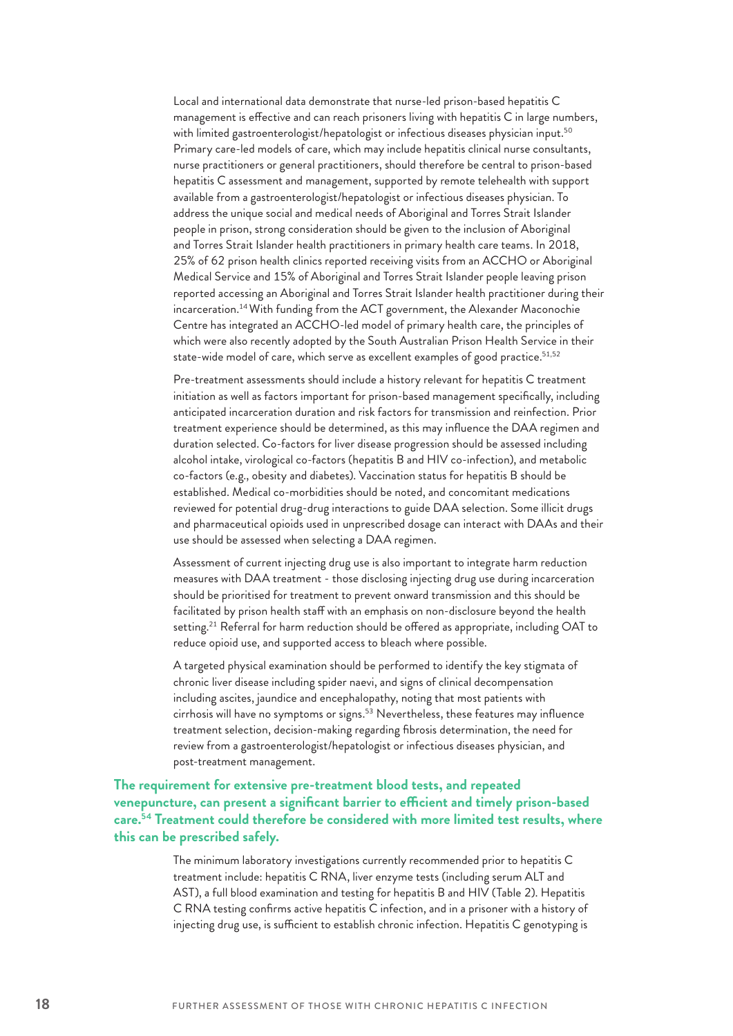Local and international data demonstrate that nurse-led prison-based hepatitis C management is effective and can reach prisoners living with hepatitis C in large numbers, with limited gastroenterologist/hepatologist or infectious diseases physician input.[50] Primary care-led models of care, which may include hepatitis clinical nurse consultants, nurse practitioners or general practitioners, should therefore be central to prison-based hepatitis C assessment and management, supported by remote telehealth with support available from a gastroenterologist/hepatologist or infectious diseases physician. To address the unique social and medical needs of Aboriginal and Torres Strait Islander people in prison, strong consideration should be given to the inclusion of Aboriginal and Torres Strait Islander health practitioners in primary health care teams. In 2018, 25% of 62 prison health clinics reported receiving visits from an ACCHO or Aboriginal Medical Service and 15% of Aboriginal and Torres Strait Islander people leaving prison reported accessing an Aboriginal and Torres Strait Islander health practitioner during their incarceration.[14] With funding from the ACT government, the Alexander Maconochie Centre has integrated an ACCHO-led model of primary health care, the principles of which were also recently adopted by the South Australian Prison Health Service in their state-wide model of care, which serve as excellent examples of good practice.[51,52]

Pre-treatment assessments should include a history relevant for hepatitis C treatment initiation as well as factors important for prison-based management specifically, including anticipated incarceration duration and risk factors for transmission and reinfection. Prior treatment experience should be determined, as this may influence the DAA regimen and duration selected. Co-factors for liver disease progression should be assessed including alcohol intake, virological co-factors (hepatitis B and HIV co-infection), and metabolic co-factors (e.g., obesity and diabetes). Vaccination status for hepatitis B should be established. Medical co-morbidities should be noted, and concomitant medications reviewed for potential drug-drug interactions to guide DAA selection. Some illicit drugs and pharmaceutical opioids used in unprescribed dosage can interact with DAAs and their use should be assessed when selecting a DAA regimen.

Assessment of current injecting drug use is also important to integrate harm reduction measures with DAA treatment - those disclosing injecting drug use during incarceration should be prioritised for treatment to prevent onward transmission and this should be facilitated by prison health staff with an emphasis on non-disclosure beyond the health setting.[21] Referral for harm reduction should be offered as appropriate, including OAT to reduce opioid use, and supported access to bleach where possible.

A targeted physical examination should be performed to identify the key stigmata of chronic liver disease including spider naevi, and signs of clinical decompensation including ascites, jaundice and encephalopathy, noting that most patients with cirrhosis will have no symptoms or signs.[53] Nevertheless, these features may influence treatment selection, decision-making regarding fibrosis determination, the need for review from a gastroenterologist/hepatologist or infectious diseases physician, and post-treatment management.

**The requirement for extensive pre-treatment blood tests, and repeated venepuncture, can present a significant barrier to efficient and timely prison-based care.[54] Treatment could therefore be considered with more limited test results, where this can be prescribed safely.**

The minimum laboratory investigations currently recommended prior to hepatitis C treatment include: hepatitis C RNA, liver enzyme tests (including serum ALT and AST), a full blood examination and testing for hepatitis B and HIV (Table 2). Hepatitis C RNA testing confirms active hepatitis C infection, and in a prisoner with a history of injecting drug use, is sufficient to establish chronic infection. Hepatitis C genotyping is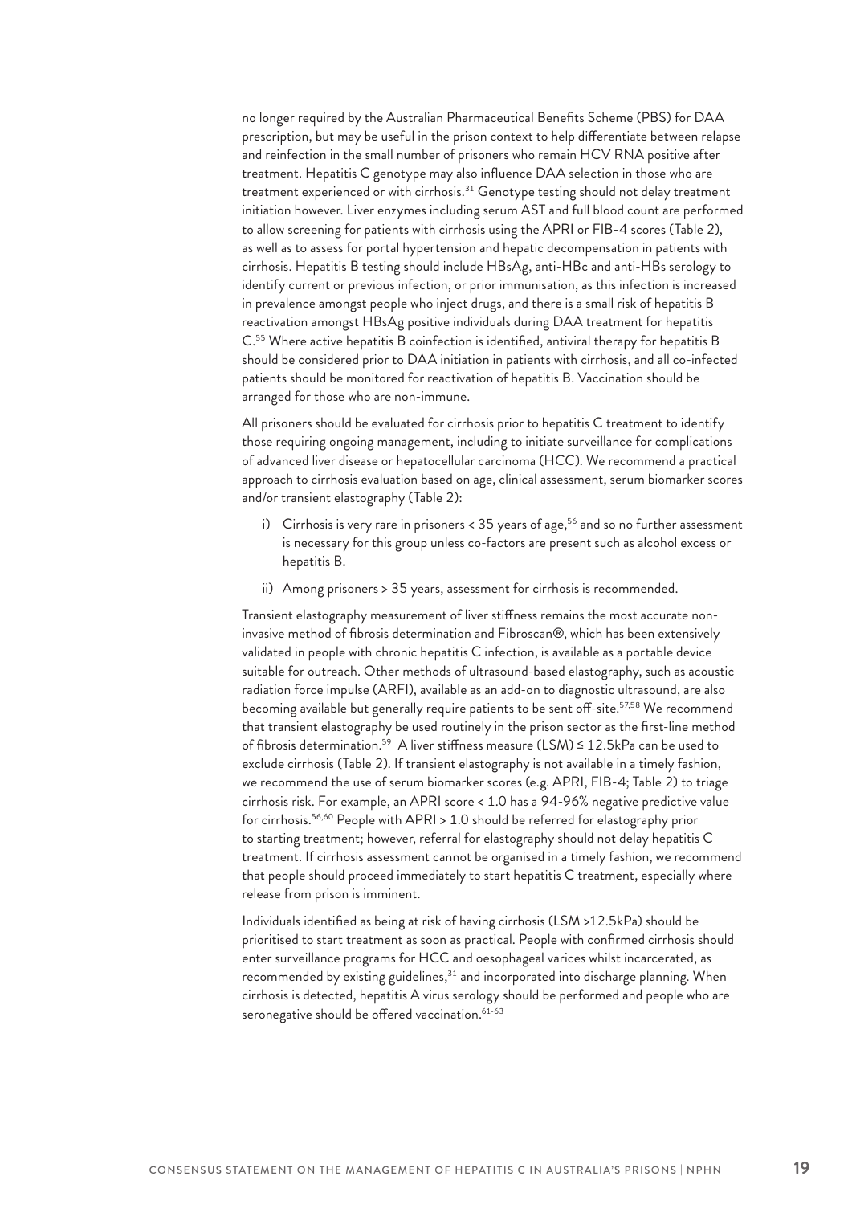no longer required by the Australian Pharmaceutical Benefits Scheme (PBS) for DAA prescription, but may be useful in the prison context to help differentiate between relapse and reinfection in the small number of prisoners who remain HCV RNA positive after treatment. Hepatitis C genotype may also influence DAA selection in those who are treatment experienced or with cirrhosis.[31] Genotype testing should not delay treatment initiation however. Liver enzymes including serum AST and full blood count are performed to allow screening for patients with cirrhosis using the APRI or FIB-4 scores (Table 2), as well as to assess for portal hypertension and hepatic decompensation in patients with cirrhosis. Hepatitis B testing should include HBsAg, anti-HBc and anti-HBs serology to identify current or previous infection, or prior immunisation, as this infection is increased in prevalence amongst people who inject drugs, and there is a small risk of hepatitis B reactivation amongst HBsAg positive individuals during DAA treatment for hepatitis C.[55] Where active hepatitis B coinfection is identified, antiviral therapy for hepatitis B should be considered prior to DAA initiation in patients with cirrhosis, and all co-infected patients should be monitored for reactivation of hepatitis B. Vaccination should be arranged for those who are non-immune.

All prisoners should be evaluated for cirrhosis prior to hepatitis C treatment to identify those requiring ongoing management, including to initiate surveillance for complications of advanced liver disease or hepatocellular carcinoma (HCC). We recommend a practical approach to cirrhosis evaluation based on age, clinical assessment, serum biomarker scores and/or transient elastography (Table 2):

i) Cirrhosis is very rare in prisoners < 35 years of age,[56] and so no further assessment is necessary for this group unless co-factors are present such as alcohol excess or hepatitis B.

ii) Among prisoners > 35 years, assessment for cirrhosis is recommended.

Transient elastography measurement of liver stiffness remains the most accurate non-invasive method of fibrosis determination and Fibroscan®, which has been extensively validated in people with chronic hepatitis C infection, is available as a portable device suitable for outreach. Other methods of ultrasound-based elastography, such as acoustic radiation force impulse (ARFI), available as an add-on to diagnostic ultrasound, are also becoming available but generally require patients to be sent off-site.[57,58] We recommend that transient elastography be used routinely in the prison sector as the first-line method of fibrosis determination.[59] A liver stiffness measure (LSM) ≤ 12.5kPa can be used to exclude cirrhosis (Table 2). If transient elastography is not available in a timely fashion, we recommend the use of serum biomarker scores (e.g. APRI, FIB-4; Table 2) to triage cirrhosis risk. For example, an APRI score < 1.0 has a 94-96% negative predictive value for cirrhosis.[56,60] People with APRI > 1.0 should be referred for elastography prior to starting treatment; however, referral for elastography should not delay hepatitis C treatment. If cirrhosis assessment cannot be organised in a timely fashion, we recommend that people should proceed immediately to start hepatitis C treatment, especially where release from prison is imminent.

Individuals identified as being at risk of having cirrhosis (LSM >12.5kPa) should be prioritised to start treatment as soon as practical. People with confirmed cirrhosis should enter surveillance programs for HCC and oesophageal varices whilst incarcerated, as recommended by existing guidelines,[31] and incorporated into discharge planning. When cirrhosis is detected, hepatitis A virus serology should be performed and people who are seronegative should be offered vaccination.[61-63]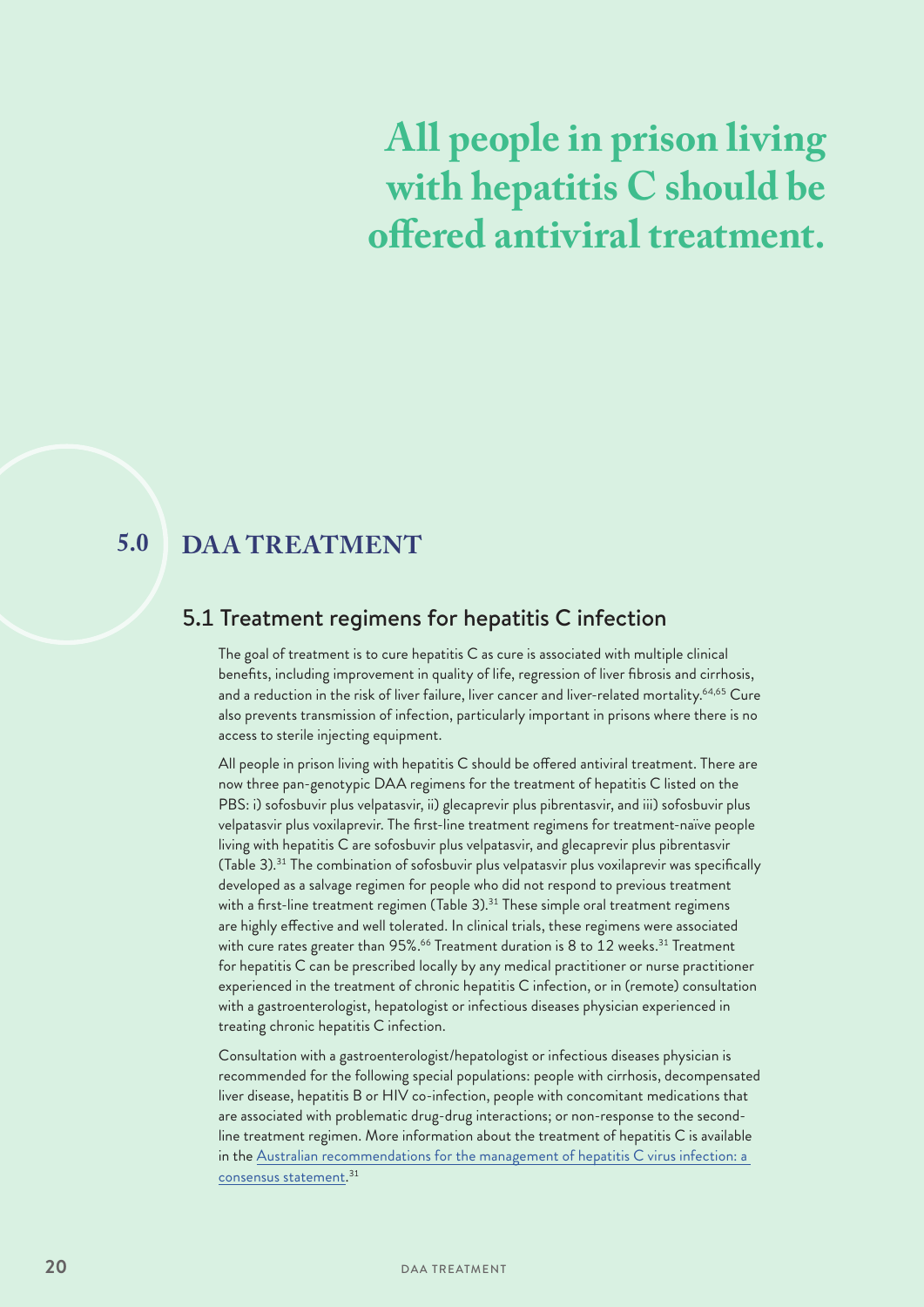**All people in prison living with hepatitis C should be offered antiviral treatment.**

# 5.0 DAA TREATMENT

## 5.1 Treatment regimens for hepatitis C infection

The goal of treatment is to cure hepatitis C as cure is associated with multiple clinical benefits, including improvement in quality of life, regression of liver fibrosis and cirrhosis, and a reduction in the risk of liver failure, liver cancer and liver-related mortality.[64,65] Cure also prevents transmission of infection, particularly important in prisons where there is no access to sterile injecting equipment.

All people in prison living with hepatitis C should be offered antiviral treatment. There are now three pan-genotypic DAA regimens for the treatment of hepatitis C listed on the PBS: i) sofosbuvir plus velpatasvir, ii) glecaprevir plus pibrentasvir, and iii) sofosbuvir plus velpatasvir plus voxilaprevir. The first-line treatment regimens for treatment-naïve people living with hepatitis C are sofosbuvir plus velpatasvir, and glecaprevir plus pibrentasvir (Table 3).[31] The combination of sofosbuvir plus velpatasvir plus voxilaprevir was specifically developed as a salvage regimen for people who did not respond to previous treatment with a first-line treatment regimen (Table 3).[31] These simple oral treatment regimens are highly effective and well tolerated. In clinical trials, these regimens were associated with cure rates greater than 95%.[66] Treatment duration is 8 to 12 weeks.[31] Treatment for hepatitis C can be prescribed locally by any medical practitioner or nurse practitioner experienced in the treatment of chronic hepatitis C infection, or in (remote) consultation with a gastroenterologist, hepatologist or infectious diseases physician experienced in treating chronic hepatitis C infection.

Consultation with a gastroenterologist/hepatologist or infectious diseases physician is recommended for the following special populations: people with cirrhosis, decompensated liver disease, hepatitis B or HIV co-infection, people with concomitant medications that are associated with problematic drug-drug interactions; or non-response to the second-line treatment regimen. More information about the treatment of hepatitis C is available in the Australian recommendations for the management of hepatitis C virus infection: a consensus statement.[31]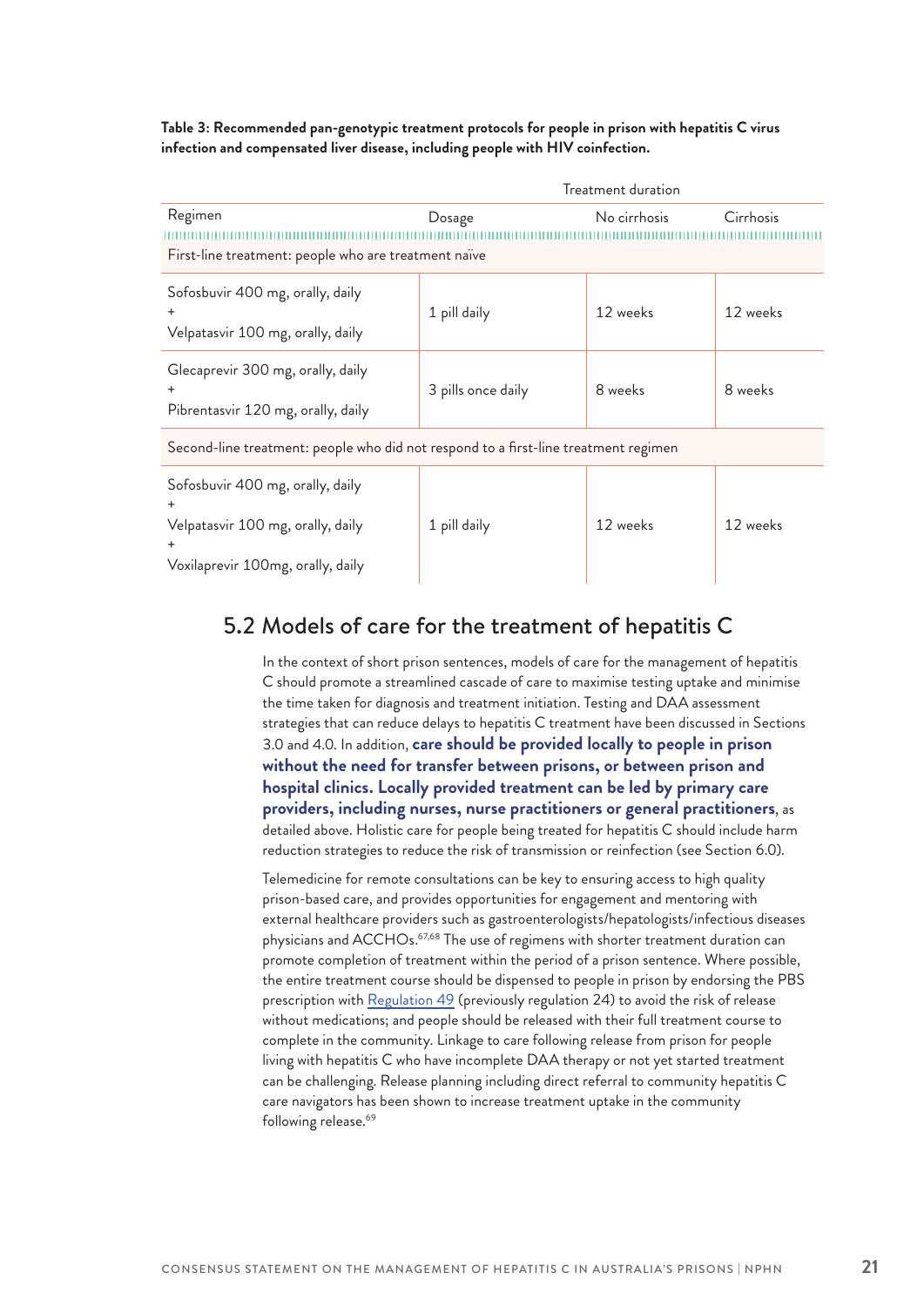**Table 3: Recommended pan-genotypic treatment protocols for people in prison with hepatitis C virus infection and compensated liver disease, including people with HIV coinfection.**

| Regimen | Dosage | Treatment duration | |
|---|---|---|---|
| | | No cirrhosis | Cirrhosis |
| **First-line treatment: people who are treatment naïve** | | | |
| Sofosbuvir 400 mg, orally, daily + Velpatasvir 100 mg, orally, daily | 1 pill daily | 12 weeks | 12 weeks |
| Glecaprevir 300 mg, orally, daily + Pibrentasvir 120 mg, orally, daily | 3 pills once daily | 8 weeks | 8 weeks |
| **Second-line treatment: people who did not respond to a first-line treatment regimen** | | | |
| Sofosbuvir 400 mg, orally, daily + Velpatasvir 100 mg, orally, daily + Voxilaprevir 100mg, orally, daily | 1 pill daily | 12 weeks | 12 weeks |

## 5.2 Models of care for the treatment of hepatitis C

In the context of short prison sentences, models of care for the management of hepatitis C should promote a streamlined cascade of care to maximise testing uptake and minimise the time taken for diagnosis and treatment initiation. Testing and DAA assessment strategies that can reduce delays to hepatitis C treatment have been discussed in Sections 3.0 and 4.0. In addition, **care should be provided locally to people in prison without the need for transfer between prisons, or between prison and hospital clinics. Locally provided treatment can be led by primary care providers, including nurses, nurse practitioners or general practitioners**, as detailed above. Holistic care for people being treated for hepatitis C should include harm reduction strategies to reduce the risk of transmission or reinfection (see Section 6.0).

Telemedicine for remote consultations can be key to ensuring access to high quality prison-based care, and provides opportunities for engagement and mentoring with external healthcare providers such as gastroenterologists/hepatologists/infectious diseases physicians and ACCHOs.[67,68] The use of regimens with shorter treatment duration can promote completion of treatment within the period of a prison sentence. Where possible, the entire treatment course should be dispensed to people in prison by endorsing the PBS prescription with Regulation 49 (previously regulation 24) to avoid the risk of release without medications; and people should be released with their full treatment course to complete in the community. Linkage to care following release from prison for people living with hepatitis C who have incomplete DAA therapy or not yet started treatment can be challenging. Release planning including direct referral to community hepatitis C care navigators has been shown to increase treatment uptake in the community following release.[69]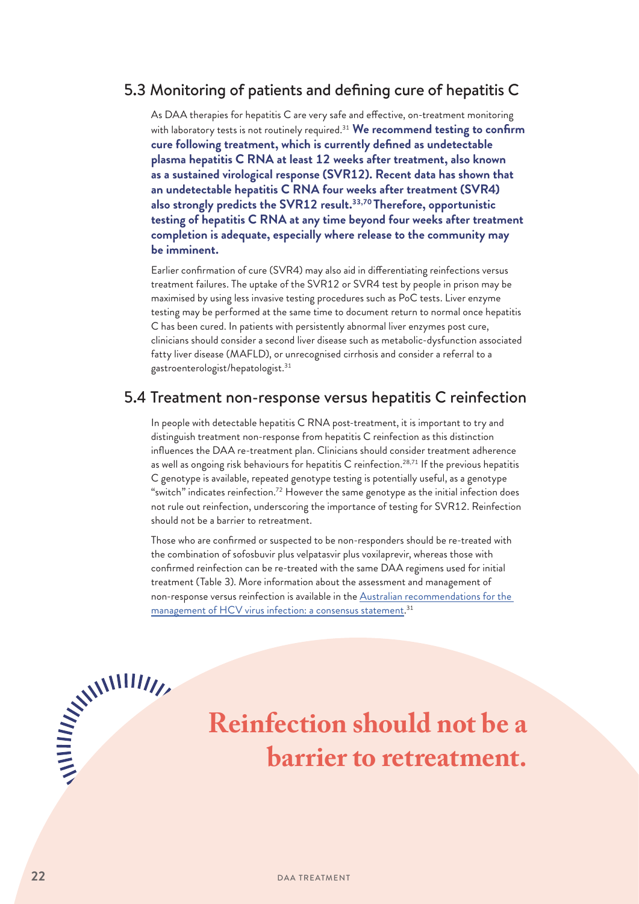## 5.3 Monitoring of patients and defining cure of hepatitis C

As DAA therapies for hepatitis C are very safe and effective, on-treatment monitoring with laboratory tests is not routinely required.[31] **We recommend testing to confirm cure following treatment, which is currently defined as undetectable plasma hepatitis C RNA at least 12 weeks after treatment, also known as a sustained virological response (SVR12). Recent data has shown that an undetectable hepatitis C RNA four weeks after treatment (SVR4) also strongly predicts the SVR12 result.[33,70] Therefore, opportunistic testing of hepatitis C RNA at any time beyond four weeks after treatment completion is adequate, especially where release to the community may be imminent.**

Earlier confirmation of cure (SVR4) may also aid in differentiating reinfections versus treatment failures. The uptake of the SVR12 or SVR4 test by people in prison may be maximised by using less invasive testing procedures such as PoC tests. Liver enzyme testing may be performed at the same time to document return to normal once hepatitis C has been cured. In patients with persistently abnormal liver enzymes post cure, clinicians should consider a second liver disease such as metabolic-dysfunction associated fatty liver disease (MAFLD), or unrecognised cirrhosis and consider a referral to a gastroenterologist/hepatologist.[31]

## 5.4 Treatment non-response versus hepatitis C reinfection

In people with detectable hepatitis C RNA post-treatment, it is important to try and distinguish treatment non-response from hepatitis C reinfection as this distinction influences the DAA re-treatment plan. Clinicians should consider treatment adherence as well as ongoing risk behaviours for hepatitis C reinfection.[28,71] If the previous hepatitis C genotype is available, repeated genotype testing is potentially useful, as a genotype "switch" indicates reinfection.[72] However the same genotype as the initial infection does not rule out reinfection, underscoring the importance of testing for SVR12. Reinfection should not be a barrier to retreatment.

Those who are confirmed or suspected to be non-responders should be re-treated with the combination of sofosbuvir plus velpatasvir plus voxilaprevir, whereas those with confirmed reinfection can be re-treated with the same DAA regimens used for initial treatment (Table 3). More information about the assessment and management of non-response versus reinfection is available in the Australian recommendations for the management of HCV virus infection: a consensus statement.[31]

**Reinfection should not be a barrier to retreatment.**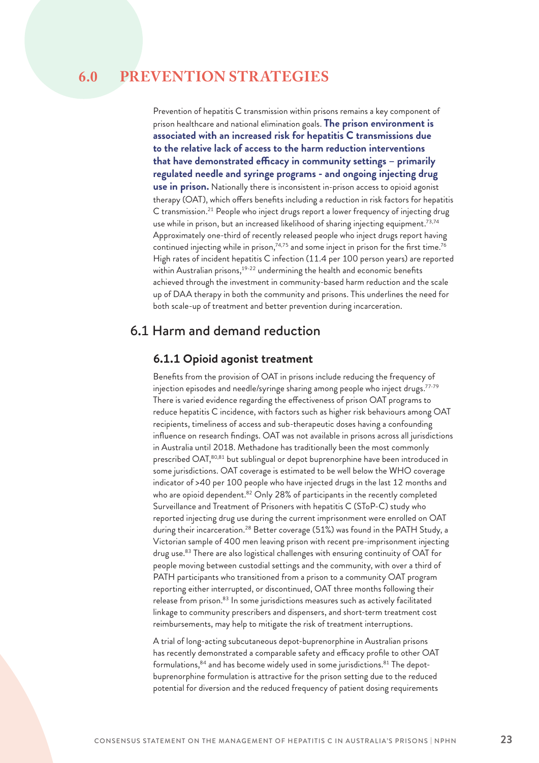# 6.0 PREVENTION STRATEGIES

Prevention of hepatitis C transmission within prisons remains a key component of prison healthcare and national elimination goals. **The prison environment is associated with an increased risk for hepatitis C transmissions due to the relative lack of access to the harm reduction interventions that have demonstrated efficacy in community settings – primarily regulated needle and syringe programs - and ongoing injecting drug use in prison.** Nationally there is inconsistent in-prison access to opioid agonist therapy (OAT), which offers benefits including a reduction in risk factors for hepatitis C transmission.[21] People who inject drugs report a lower frequency of injecting drug use while in prison, but an increased likelihood of sharing injecting equipment.[73,74] Approximately one-third of recently released people who inject drugs report having continued injecting while in prison,[74,75] and some inject in prison for the first time.[76] High rates of incident hepatitis C infection (11.4 per 100 person years) are reported within Australian prisons,[19-22] undermining the health and economic benefits achieved through the investment in community-based harm reduction and the scale up of DAA therapy in both the community and prisons. This underlines the need for both scale-up of treatment and better prevention during incarceration.

## 6.1 Harm and demand reduction

### 6.1.1 Opioid agonist treatment

Benefits from the provision of OAT in prisons include reducing the frequency of injection episodes and needle/syringe sharing among people who inject drugs.[77-79] There is varied evidence regarding the effectiveness of prison OAT programs to reduce hepatitis C incidence, with factors such as higher risk behaviours among OAT recipients, timeliness of access and sub-therapeutic doses having a confounding influence on research findings. OAT was not available in prisons across all jurisdictions in Australia until 2018. Methadone has traditionally been the most commonly prescribed OAT,[80,81] but sublingual or depot buprenorphine have been introduced in some jurisdictions. OAT coverage is estimated to be well below the WHO coverage indicator of >40 per 100 people who have injected drugs in the last 12 months and who are opioid dependent.[82] Only 28% of participants in the recently completed Surveillance and Treatment of Prisoners with hepatitis C (SToP-C) study who reported injecting drug use during the current imprisonment were enrolled on OAT during their incarceration.[28] Better coverage (51%) was found in the PATH Study, a Victorian sample of 400 men leaving prison with recent pre-imprisonment injecting drug use.[83] There are also logistical challenges with ensuring continuity of OAT for people moving between custodial settings and the community, with over a third of PATH participants who transitioned from a prison to a community OAT program reporting either interrupted, or discontinued, OAT three months following their release from prison.[83] In some jurisdictions measures such as actively facilitated linkage to community prescribers and dispensers, and short-term treatment cost reimbursements, may help to mitigate the risk of treatment interruptions.

A trial of long-acting subcutaneous depot-buprenorphine in Australian prisons has recently demonstrated a comparable safety and efficacy profile to other OAT formulations,[84] and has become widely used in some jurisdictions.[81] The depot-buprenorphine formulation is attractive for the prison setting due to the reduced potential for diversion and the reduced frequency of patient dosing requirements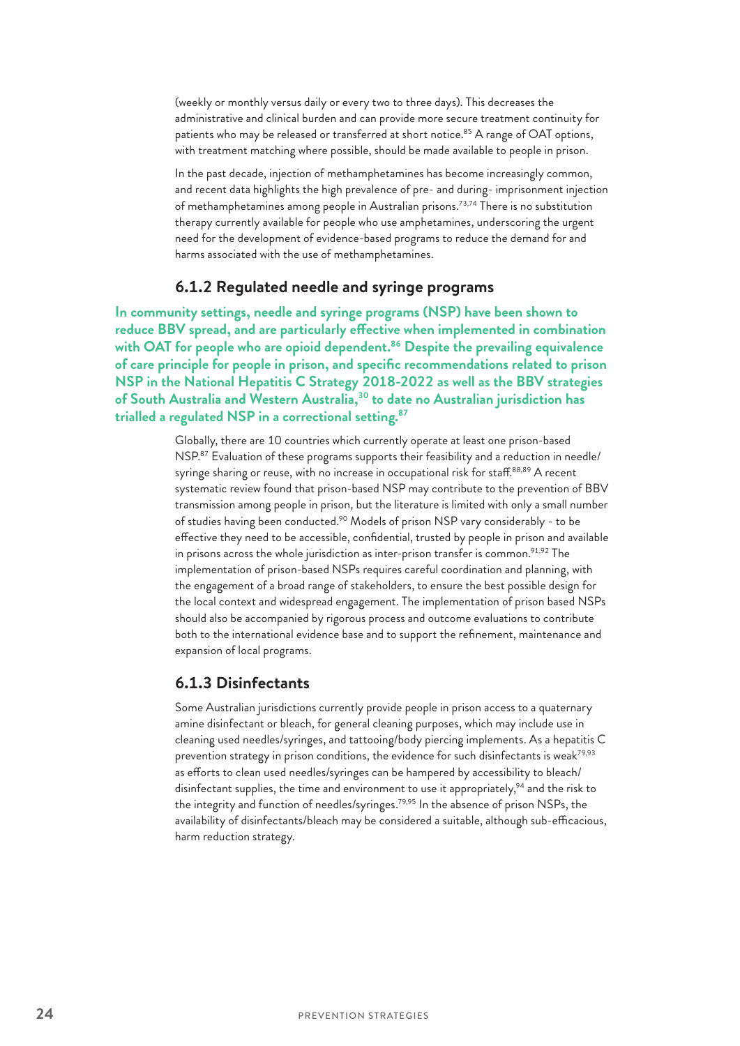(weekly or monthly versus daily or every two to three days). This decreases the administrative and clinical burden and can provide more secure treatment continuity for patients who may be released or transferred at short notice.[85] A range of OAT options, with treatment matching where possible, should be made available to people in prison.

In the past decade, injection of methamphetamines has become increasingly common, and recent data highlights the high prevalence of pre- and during- imprisonment injection of methamphetamines among people in Australian prisons.[73,74] There is no substitution therapy currently available for people who use amphetamines, underscoring the urgent need for the development of evidence-based programs to reduce the demand for and harms associated with the use of methamphetamines.

### 6.1.2 Regulated needle and syringe programs

**In community settings, needle and syringe programs (NSP) have been shown to reduce BBV spread, and are particularly effective when implemented in combination with OAT for people who are opioid dependent.[86] Despite the prevailing equivalence of care principle for people in prison, and specific recommendations related to prison NSP in the National Hepatitis C Strategy 2018-2022 as well as the BBV strategies of South Australia and Western Australia,[30] to date no Australian jurisdiction has trialled a regulated NSP in a correctional setting.[87]**

Globally, there are 10 countries which currently operate at least one prison-based NSP.[87] Evaluation of these programs supports their feasibility and a reduction in needle/syringe sharing or reuse, with no increase in occupational risk for staff.[88,89] A recent systematic review found that prison-based NSP may contribute to the prevention of BBV transmission among people in prison, but the literature is limited with only a small number of studies having been conducted.[90] Models of prison NSP vary considerably - to be effective they need to be accessible, confidential, trusted by people in prison and available in prisons across the whole jurisdiction as inter-prison transfer is common.[91,92] The implementation of prison-based NSPs requires careful coordination and planning, with the engagement of a broad range of stakeholders, to ensure the best possible design for the local context and widespread engagement. The implementation of prison based NSPs should also be accompanied by rigorous process and outcome evaluations to contribute both to the international evidence base and to support the refinement, maintenance and expansion of local programs.

### 6.1.3 Disinfectants

Some Australian jurisdictions currently provide people in prison access to a quaternary amine disinfectant or bleach, for general cleaning purposes, which may include use in cleaning used needles/syringes, and tattooing/body piercing implements. As a hepatitis C prevention strategy in prison conditions, the evidence for such disinfectants is weak[79,93] as efforts to clean used needles/syringes can be hampered by accessibility to bleach/disinfectant supplies, the time and environment to use it appropriately,[94] and the risk to the integrity and function of needles/syringes.[79,95] In the absence of prison NSPs, the availability of disinfectants/bleach may be considered a suitable, although sub-efficacious, harm reduction strategy.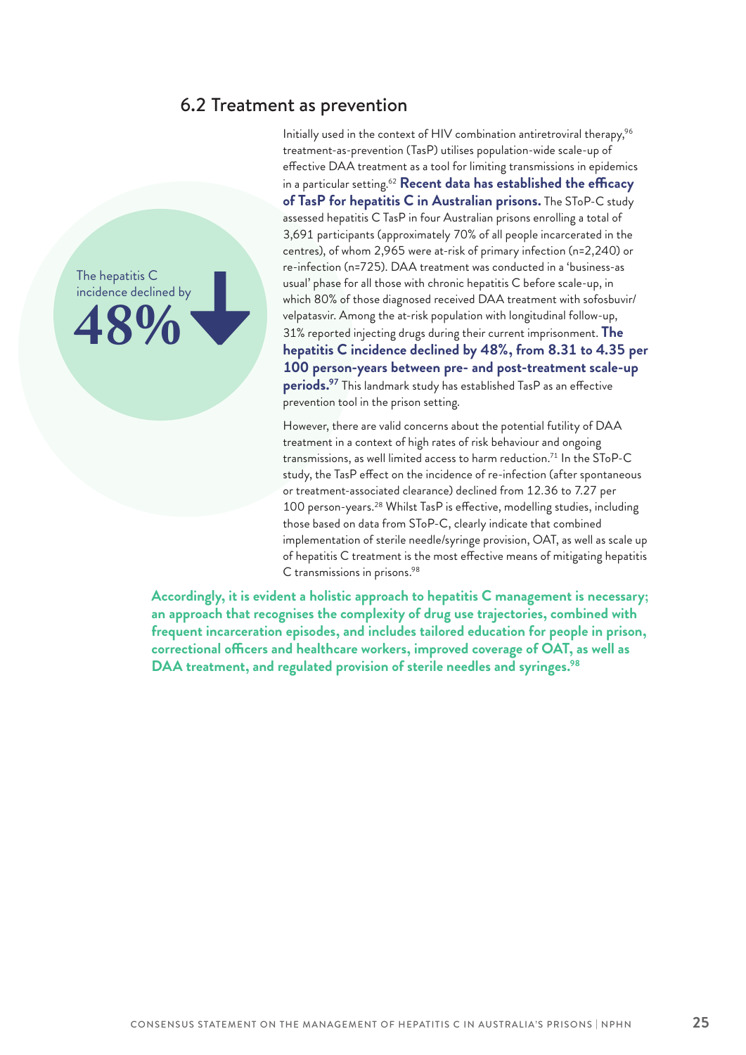## 6.2 Treatment as prevention

The hepatitis C incidence declined by **48%**

Initially used in the context of HIV combination antiretroviral therapy,[96] treatment-as-prevention (TasP) utilises population-wide scale-up of effective DAA treatment as a tool for limiting transmissions in epidemics in a particular setting.[62] **Recent data has established the efficacy of TasP for hepatitis C in Australian prisons.** The SToP-C study assessed hepatitis C TasP in four Australian prisons enrolling a total of 3,691 participants (approximately 70% of all people incarcerated in the centres), of whom 2,965 were at-risk of primary infection (n=2,240) or re-infection (n=725). DAA treatment was conducted in a 'business-as usual' phase for all those with chronic hepatitis C before scale-up, in which 80% of those diagnosed received DAA treatment with sofosbuvir/velpatasvir. Among the at-risk population with longitudinal follow-up, 31% reported injecting drugs during their current imprisonment. **The hepatitis C incidence declined by 48%, from 8.31 to 4.35 per 100 person-years between pre- and post-treatment scale-up periods.[97]** This landmark study has established TasP as an effective prevention tool in the prison setting.

However, there are valid concerns about the potential futility of DAA treatment in a context of high rates of risk behaviour and ongoing transmissions, as well limited access to harm reduction.[71] In the SToP-C study, the TasP effect on the incidence of re-infection (after spontaneous or treatment-associated clearance) declined from 12.36 to 7.27 per 100 person-years.[28] Whilst TasP is effective, modelling studies, including those based on data from SToP-C, clearly indicate that combined implementation of sterile needle/syringe provision, OAT, as well as scale up of hepatitis C treatment is the most effective means of mitigating hepatitis C transmissions in prisons.[98]

**Accordingly, it is evident a holistic approach to hepatitis C management is necessary; an approach that recognises the complexity of drug use trajectories, combined with frequent incarceration episodes, and includes tailored education for people in prison, correctional officers and healthcare workers, improved coverage of OAT, as well as DAA treatment, and regulated provision of sterile needles and syringes.[98]**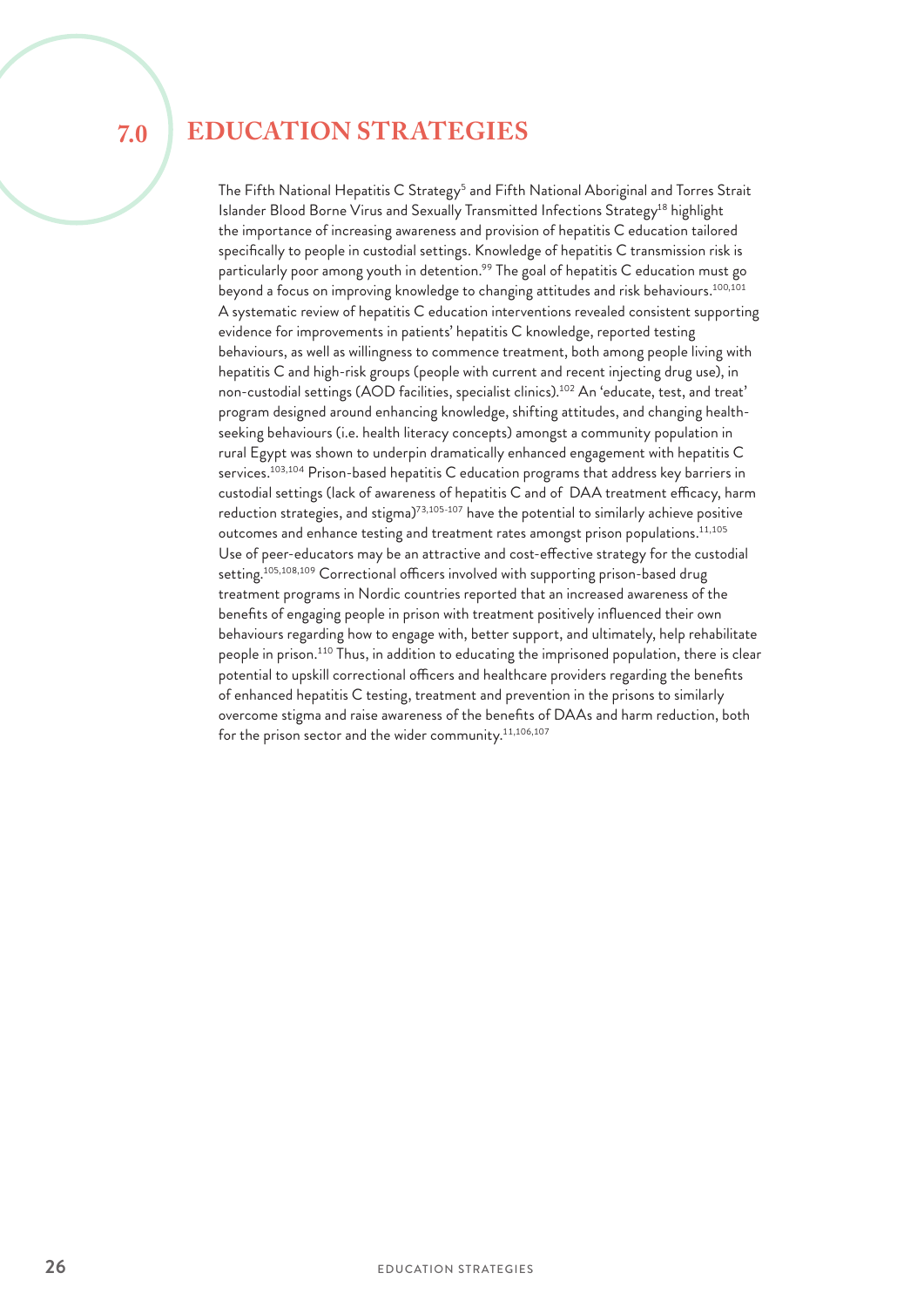# 7.0 EDUCATION STRATEGIES

The Fifth National Hepatitis C Strategy[5] and Fifth National Aboriginal and Torres Strait Islander Blood Borne Virus and Sexually Transmitted Infections Strategy[18] highlight the importance of increasing awareness and provision of hepatitis C education tailored specifically to people in custodial settings. Knowledge of hepatitis C transmission risk is particularly poor among youth in detention.[99] The goal of hepatitis C education must go beyond a focus on improving knowledge to changing attitudes and risk behaviours.[100,101] A systematic review of hepatitis C education interventions revealed consistent supporting evidence for improvements in patients' hepatitis C knowledge, reported testing behaviours, as well as willingness to commence treatment, both among people living with hepatitis C and high-risk groups (people with current and recent injecting drug use), in non-custodial settings (AOD facilities, specialist clinics).[102] An 'educate, test, and treat' program designed around enhancing knowledge, shifting attitudes, and changing health-seeking behaviours (i.e. health literacy concepts) amongst a community population in rural Egypt was shown to underpin dramatically enhanced engagement with hepatitis C services.[103,104] Prison-based hepatitis C education programs that address key barriers in custodial settings (lack of awareness of hepatitis C and of DAA treatment efficacy, harm reduction strategies, and stigma)[73,105-107] have the potential to similarly achieve positive outcomes and enhance testing and treatment rates amongst prison populations.[11,105] Use of peer-educators may be an attractive and cost-effective strategy for the custodial setting.[105,108,109] Correctional officers involved with supporting prison-based drug treatment programs in Nordic countries reported that an increased awareness of the benefits of engaging people in prison with treatment positively influenced their own behaviours regarding how to engage with, better support, and ultimately, help rehabilitate people in prison.[110] Thus, in addition to educating the imprisoned population, there is clear potential to upskill correctional officers and healthcare providers regarding the benefits of enhanced hepatitis C testing, treatment and prevention in the prisons to similarly overcome stigma and raise awareness of the benefits of DAAs and harm reduction, both for the prison sector and the wider community.[11,106,107]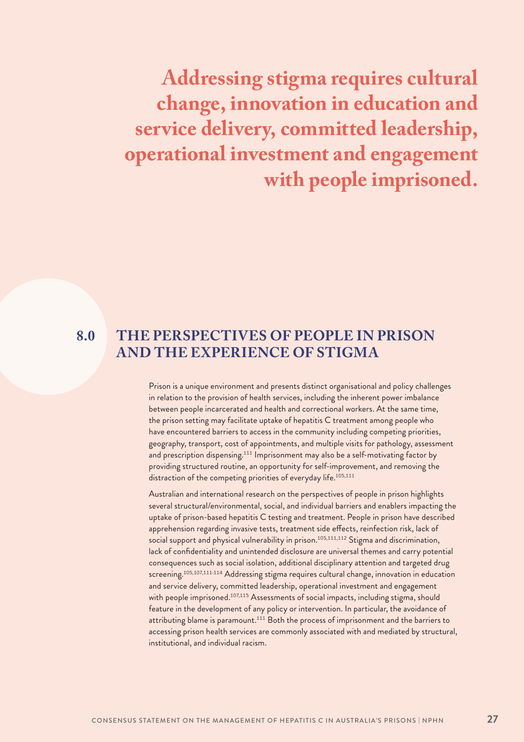**Addressing stigma requires cultural change, innovation in education and service delivery, committed leadership, operational investment and engagement with people imprisoned.**

## 8.0 THE PERSPECTIVES OF PEOPLE IN PRISON AND THE EXPERIENCE OF STIGMA

Prison is a unique environment and presents distinct organisational and policy challenges in relation to the provision of health services, including the inherent power imbalance between people incarcerated and health and correctional workers. At the same time, the prison setting may facilitate uptake of hepatitis C treatment among people who have encountered barriers to access in the community including competing priorities, geography, transport, cost of appointments, and multiple visits for pathology, assessment and prescription dispensing.[111] Imprisonment may also be a self-motivating factor by providing structured routine, an opportunity for self-improvement, and removing the distraction of the competing priorities of everyday life.[105,111]

Australian and international research on the perspectives of people in prison highlights several structural/environmental, social, and individual barriers and enablers impacting the uptake of prison-based hepatitis C testing and treatment. People in prison have described apprehension regarding invasive tests, treatment side effects, reinfection risk, lack of social support and physical vulnerability in prison.[105,111,112] Stigma and discrimination, lack of confidentiality and unintended disclosure are universal themes and carry potential consequences such as social isolation, additional disciplinary attention and targeted drug screening.[105,107,111-114] Addressing stigma requires cultural change, innovation in education and service delivery, committed leadership, operational investment and engagement with people imprisoned.[107,115] Assessments of social impacts, including stigma, should feature in the development of any policy or intervention. In particular, the avoidance of attributing blame is paramount.[111] Both the process of imprisonment and the barriers to accessing prison health services are commonly associated with and mediated by structural, institutional, and individual racism.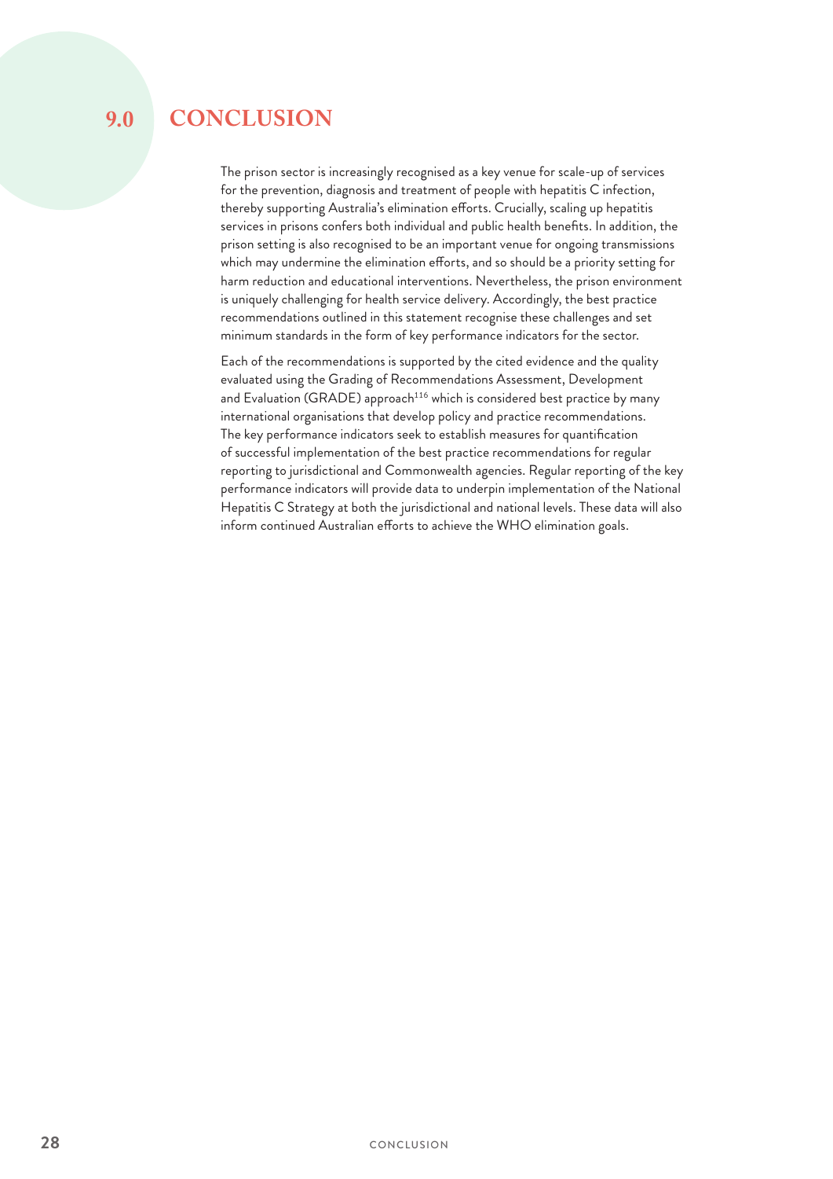# 9.0 CONCLUSION

The prison sector is increasingly recognised as a key venue for scale-up of services for the prevention, diagnosis and treatment of people with hepatitis C infection, thereby supporting Australia's elimination efforts. Crucially, scaling up hepatitis services in prisons confers both individual and public health benefits. In addition, the prison setting is also recognised to be an important venue for ongoing transmissions which may undermine the elimination efforts, and so should be a priority setting for harm reduction and educational interventions. Nevertheless, the prison environment is uniquely challenging for health service delivery. Accordingly, the best practice recommendations outlined in this statement recognise these challenges and set minimum standards in the form of key performance indicators for the sector.

Each of the recommendations is supported by the cited evidence and the quality evaluated using the Grading of Recommendations Assessment, Development and Evaluation (GRADE) approach[116] which is considered best practice by many international organisations that develop policy and practice recommendations. The key performance indicators seek to establish measures for quantification of successful implementation of the best practice recommendations for regular reporting to jurisdictional and Commonwealth agencies. Regular reporting of the key performance indicators will provide data to underpin implementation of the National Hepatitis C Strategy at both the jurisdictional and national levels. These data will also inform continued Australian efforts to achieve the WHO elimination goals.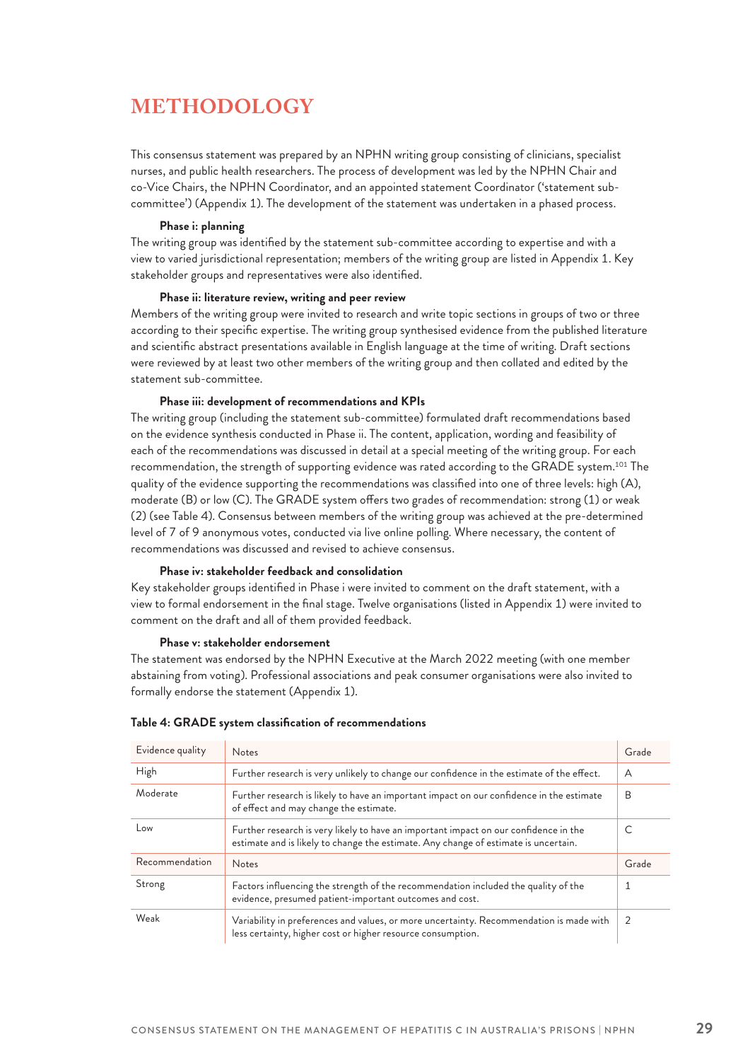# METHODOLOGY

This consensus statement was prepared by an NPHN writing group consisting of clinicians, specialist nurses, and public health researchers. The process of development was led by the NPHN Chair and co-Vice Chairs, the NPHN Coordinator, and an appointed statement Coordinator ('statement sub-committee') (Appendix 1). The development of the statement was undertaken in a phased process.

**Phase i: planning**

The writing group was identified by the statement sub-committee according to expertise and with a view to varied jurisdictional representation; members of the writing group are listed in Appendix 1. Key stakeholder groups and representatives were also identified.

**Phase ii: literature review, writing and peer review**

Members of the writing group were invited to research and write topic sections in groups of two or three according to their specific expertise. The writing group synthesised evidence from the published literature and scientific abstract presentations available in English language at the time of writing. Draft sections were reviewed by at least two other members of the writing group and then collated and edited by the statement sub-committee.

**Phase iii: development of recommendations and KPIs**

The writing group (including the statement sub-committee) formulated draft recommendations based on the evidence synthesis conducted in Phase ii. The content, application, wording and feasibility of each of the recommendations was discussed in detail at a special meeting of the writing group. For each recommendation, the strength of supporting evidence was rated according to the GRADE system.[101] The quality of the evidence supporting the recommendations was classified into one of three levels: high (A), moderate (B) or low (C). The GRADE system offers two grades of recommendation: strong (1) or weak (2) (see Table 4). Consensus between members of the writing group was achieved at the pre-determined level of 7 of 9 anonymous votes, conducted via live online polling. Where necessary, the content of recommendations was discussed and revised to achieve consensus.

**Phase iv: stakeholder feedback and consolidation**

Key stakeholder groups identified in Phase i were invited to comment on the draft statement, with a view to formal endorsement in the final stage. Twelve organisations (listed in Appendix 1) were invited to comment on the draft and all of them provided feedback.

**Phase v: stakeholder endorsement**

The statement was endorsed by the NPHN Executive at the March 2022 meeting (with one member abstaining from voting). Professional associations and peak consumer organisations were also invited to formally endorse the statement (Appendix 1).

**Table 4: GRADE system classification of recommendations**

| Evidence quality | Notes | Grade |
|---|---|---|
| High | Further research is very unlikely to change our confidence in the estimate of the effect. | A |
| Moderate | Further research is likely to have an important impact on our confidence in the estimate of effect and may change the estimate. | B |
| Low | Further research is very likely to have an important impact on our confidence in the estimate and is likely to change the estimate. Any change of estimate is uncertain. | C |
| **Recommendation** | **Notes** | **Grade** |
| Strong | Factors influencing the strength of the recommendation included the quality of the evidence, presumed patient-important outcomes and cost. | 1 |
| Weak | Variability in preferences and values, or more uncertainty. Recommendation is made with less certainty, higher cost or higher resource consumption. | 2 |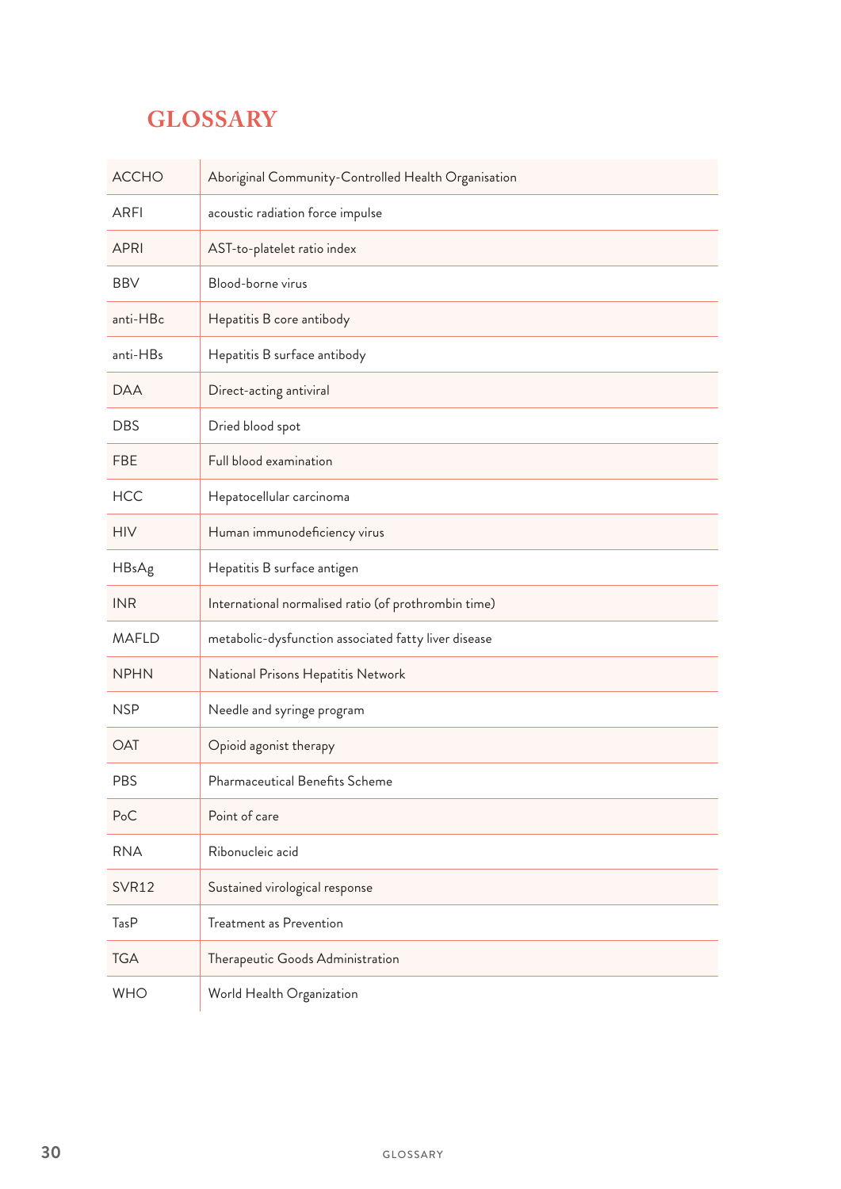# GLOSSARY

| | |
|---|---|
| ACCHO | Aboriginal Community-Controlled Health Organisation |
| ARFI | acoustic radiation force impulse |
| APRI | AST-to-platelet ratio index |
| BBV | Blood-borne virus |
| anti-HBc | Hepatitis B core antibody |
| anti-HBs | Hepatitis B surface antibody |
| DAA | Direct-acting antiviral |
| DBS | Dried blood spot |
| FBE | Full blood examination |
| HCC | Hepatocellular carcinoma |
| HIV | Human immunodeficiency virus |
| HBsAg | Hepatitis B surface antigen |
| INR | International normalised ratio (of prothrombin time) |
| MAFLD | metabolic-dysfunction associated fatty liver disease |
| NPHN | National Prisons Hepatitis Network |
| NSP | Needle and syringe program |
| OAT | Opioid agonist therapy |
| PBS | Pharmaceutical Benefits Scheme |
| PoC | Point of care |
| RNA | Ribonucleic acid |
| SVR12 | Sustained virological response |
| TasP | Treatment as Prevention |
| TGA | Therapeutic Goods Administration |
| WHO | World Health Organization |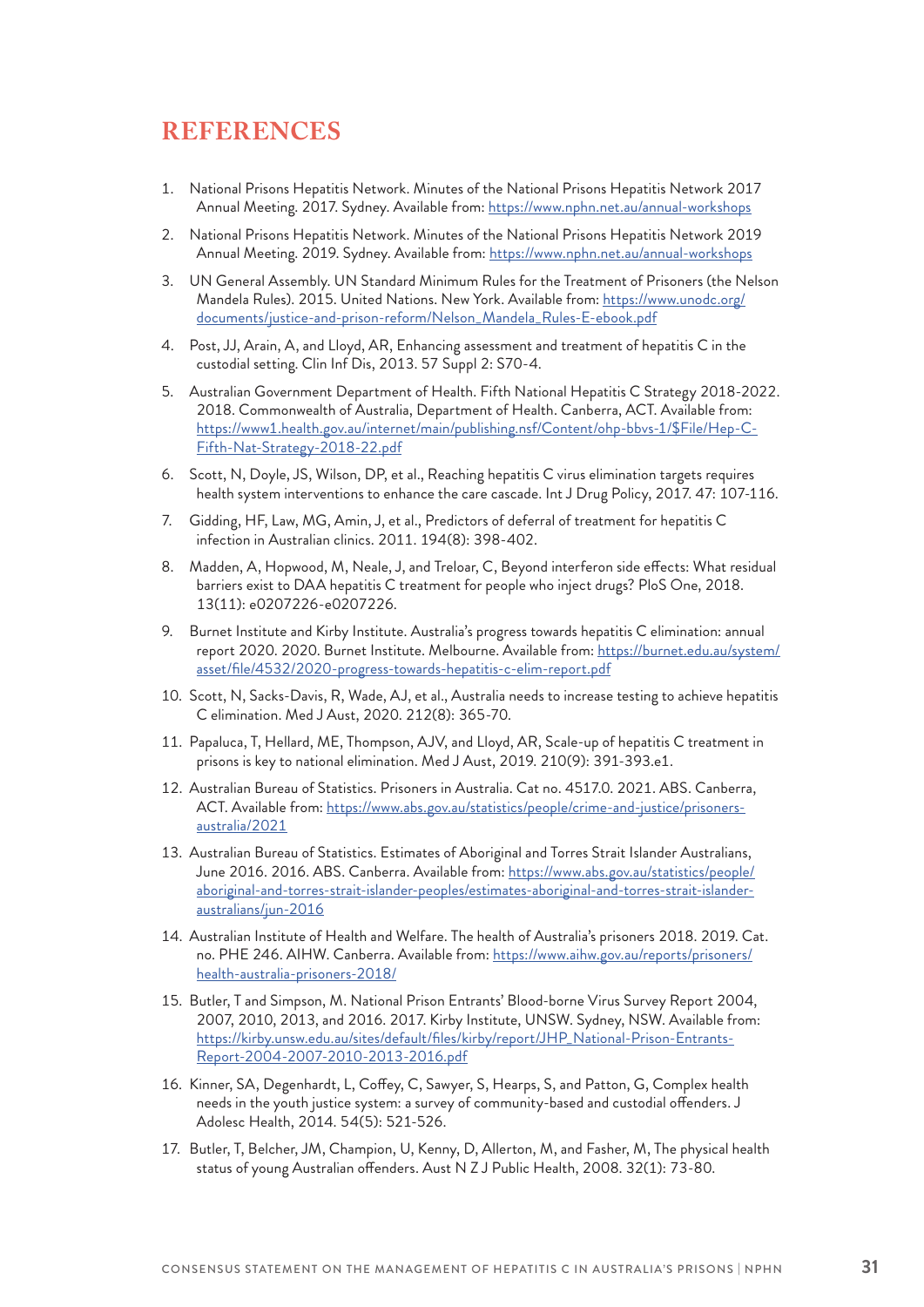# REFERENCES

1. National Prisons Hepatitis Network. Minutes of the National Prisons Hepatitis Network 2017 Annual Meeting. 2017. Sydney. Available from: https://www.nphn.net.au/annual-workshops
2. National Prisons Hepatitis Network. Minutes of the National Prisons Hepatitis Network 2019 Annual Meeting. 2019. Sydney. Available from: https://www.nphn.net.au/annual-workshops
3. UN General Assembly. UN Standard Minimum Rules for the Treatment of Prisoners (the Nelson Mandela Rules). 2015. United Nations. New York. Available from: https://www.unodc.org/documents/justice-and-prison-reform/Nelson_Mandela_Rules-E-ebook.pdf
4. Post, JJ, Arain, A, and Lloyd, AR, Enhancing assessment and treatment of hepatitis C in the custodial setting. Clin Inf Dis, 2013. 57 Suppl 2: S70-4.
5. Australian Government Department of Health. Fifth National Hepatitis C Strategy 2018-2022. 2018. Commonwealth of Australia, Department of Health. Canberra, ACT. Available from: https://www1.health.gov.au/internet/main/publishing.nsf/Content/ohp-bbvs-1/$File/Hep-C-Fifth-Nat-Strategy-2018-22.pdf
6. Scott, N, Doyle, JS, Wilson, DP, et al., Reaching hepatitis C virus elimination targets requires health system interventions to enhance the care cascade. Int J Drug Policy, 2017. 47: 107-116.
7. Gidding, HF, Law, MG, Amin, J, et al., Predictors of deferral of treatment for hepatitis C infection in Australian clinics. 2011. 194(8): 398-402.
8. Madden, A, Hopwood, M, Neale, J, and Treloar, C, Beyond interferon side effects: What residual barriers exist to DAA hepatitis C treatment for people who inject drugs? PloS One, 2018. 13(11): e0207226-e0207226.
9. Burnet Institute and Kirby Institute. Australia's progress towards hepatitis C elimination: annual report 2020. 2020. Burnet Institute. Melbourne. Available from: https://burnet.edu.au/system/asset/file/4532/2020-progress-towards-hepatitis-c-elim-report.pdf
10. Scott, N, Sacks-Davis, R, Wade, AJ, et al., Australia needs to increase testing to achieve hepatitis C elimination. Med J Aust, 2020. 212(8): 365-70.
11. Papaluca, T, Hellard, ME, Thompson, AJV, and Lloyd, AR, Scale-up of hepatitis C treatment in prisons is key to national elimination. Med J Aust, 2019. 210(9): 391-393.e1.
12. Australian Bureau of Statistics. Prisoners in Australia. Cat no. 4517.0. 2021. ABS. Canberra, ACT. Available from: https://www.abs.gov.au/statistics/people/crime-and-justice/prisoners-australia/2021
13. Australian Bureau of Statistics. Estimates of Aboriginal and Torres Strait Islander Australians, June 2016. 2016. ABS. Canberra. Available from: https://www.abs.gov.au/statistics/people/aboriginal-and-torres-strait-islander-peoples/estimates-aboriginal-and-torres-strait-islander-australians/jun-2016
14. Australian Institute of Health and Welfare. The health of Australia's prisoners 2018. 2019. Cat. no. PHE 246. AIHW. Canberra. Available from: https://www.aihw.gov.au/reports/prisoners/health-australia-prisoners-2018/
15. Butler, T and Simpson, M. National Prison Entrants' Blood-borne Virus Survey Report 2004, 2007, 2010, 2013, and 2016. 2017. Kirby Institute, UNSW. Sydney, NSW. Available from: https://kirby.unsw.edu.au/sites/default/files/kirby/report/JHP_National-Prison-Entrants-Report-2004-2007-2010-2013-2016.pdf
16. Kinner, SA, Degenhardt, L, Coffey, C, Sawyer, S, Hearps, S, and Patton, G, Complex health needs in the youth justice system: a survey of community-based and custodial offenders. J Adolesc Health, 2014. 54(5): 521-526.
17. Butler, T, Belcher, JM, Champion, U, Kenny, D, Allerton, M, and Fasher, M, The physical health status of young Australian offenders. Aust N Z J Public Health, 2008. 32(1): 73-80.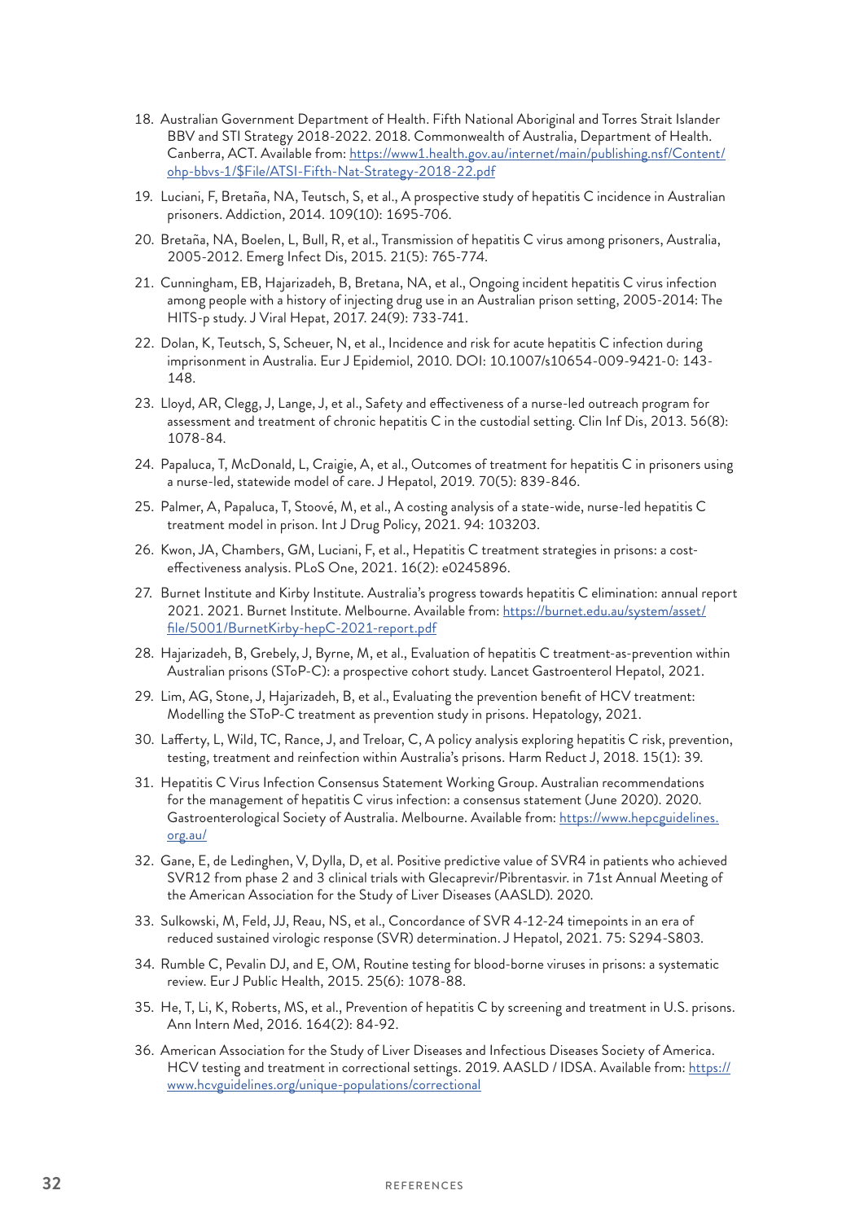18. Australian Government Department of Health. Fifth National Aboriginal and Torres Strait Islander BBV and STI Strategy 2018-2022. 2018. Commonwealth of Australia, Department of Health. Canberra, ACT. Available from: https://www1.health.gov.au/internet/main/publishing.nsf/Content/ohp-bbvs-1/$File/ATSI-Fifth-Nat-Strategy-2018-22.pdf
19. Luciani, F, Bretaña, NA, Teutsch, S, et al., A prospective study of hepatitis C incidence in Australian prisoners. Addiction, 2014. 109(10): 1695-706.
20. Bretaña, NA, Boelen, L, Bull, R, et al., Transmission of hepatitis C virus among prisoners, Australia, 2005-2012. Emerg Infect Dis, 2015. 21(5): 765-774.
21. Cunningham, EB, Hajarizadeh, B, Bretana, NA, et al., Ongoing incident hepatitis C virus infection among people with a history of injecting drug use in an Australian prison setting, 2005-2014: The HITS-p study. J Viral Hepat, 2017. 24(9): 733-741.
22. Dolan, K, Teutsch, S, Scheuer, N, et al., Incidence and risk for acute hepatitis C infection during imprisonment in Australia. Eur J Epidemiol, 2010. DOI: 10.1007/s10654-009-9421-0: 143-148.
23. Lloyd, AR, Clegg, J, Lange, J, et al., Safety and effectiveness of a nurse-led outreach program for assessment and treatment of chronic hepatitis C in the custodial setting. Clin Inf Dis, 2013. 56(8): 1078-84.
24. Papaluca, T, McDonald, L, Craigie, A, et al., Outcomes of treatment for hepatitis C in prisoners using a nurse-led, statewide model of care. J Hepatol, 2019. 70(5): 839-846.
25. Palmer, A, Papaluca, T, Stoové, M, et al., A costing analysis of a state-wide, nurse-led hepatitis C treatment model in prison. Int J Drug Policy, 2021. 94: 103203.
26. Kwon, JA, Chambers, GM, Luciani, F, et al., Hepatitis C treatment strategies in prisons: a cost-effectiveness analysis. PLoS One, 2021. 16(2): e0245896.
27. Burnet Institute and Kirby Institute. Australia's progress towards hepatitis C elimination: annual report 2021. 2021. Burnet Institute. Melbourne. Available from: https://burnet.edu.au/system/asset/file/5001/BurnetKirby-hepC-2021-report.pdf
28. Hajarizadeh, B, Grebely, J, Byrne, M, et al., Evaluation of hepatitis C treatment-as-prevention within Australian prisons (SToP-C): a prospective cohort study. Lancet Gastroenterol Hepatol, 2021.
29. Lim, AG, Stone, J, Hajarizadeh, B, et al., Evaluating the prevention benefit of HCV treatment: Modelling the SToP-C treatment as prevention study in prisons. Hepatology, 2021.
30. Lafferty, L, Wild, TC, Rance, J, and Treloar, C, A policy analysis exploring hepatitis C risk, prevention, testing, treatment and reinfection within Australia's prisons. Harm Reduct J, 2018. 15(1): 39.
31. Hepatitis C Virus Infection Consensus Statement Working Group. Australian recommendations for the management of hepatitis C virus infection: a consensus statement (June 2020). 2020. Gastroenterological Society of Australia. Melbourne. Available from: https://www.hepcguidelines.org.au/
32. Gane, E, de Ledinghen, V, Dylla, D, et al. Positive predictive value of SVR4 in patients who achieved SVR12 from phase 2 and 3 clinical trials with Glecaprevir/Pibrentasvir. in 71st Annual Meeting of the American Association for the Study of Liver Diseases (AASLD). 2020.
33. Sulkowski, M, Feld, JJ, Reau, NS, et al., Concordance of SVR 4-12-24 timepoints in an era of reduced sustained virologic response (SVR) determination. J Hepatol, 2021. 75: S294-S803.
34. Rumble C, Pevalin DJ, and E, OM, Routine testing for blood-borne viruses in prisons: a systematic review. Eur J Public Health, 2015. 25(6): 1078-88.
35. He, T, Li, K, Roberts, MS, et al., Prevention of hepatitis C by screening and treatment in U.S. prisons. Ann Intern Med, 2016. 164(2): 84-92.
36. American Association for the Study of Liver Diseases and Infectious Diseases Society of America. HCV testing and treatment in correctional settings. 2019. AASLD / IDSA. Available from: https://www.hcvguidelines.org/unique-populations/correctional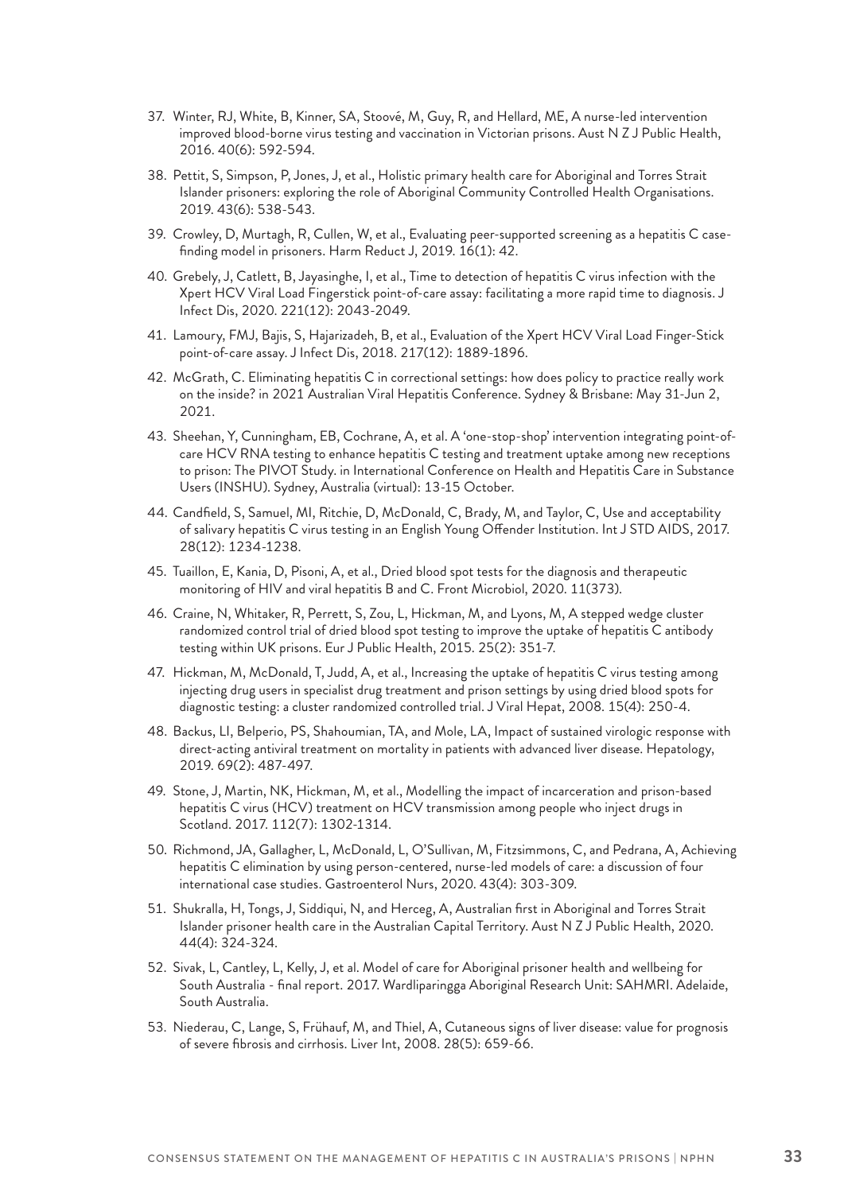37. Winter, RJ, White, B, Kinner, SA, Stoové, M, Guy, R, and Hellard, ME, A nurse-led intervention improved blood-borne virus testing and vaccination in Victorian prisons. Aust N Z J Public Health, 2016. 40(6): 592-594.

38. Pettit, S, Simpson, P, Jones, J, et al., Holistic primary health care for Aboriginal and Torres Strait Islander prisoners: exploring the role of Aboriginal Community Controlled Health Organisations. 2019. 43(6): 538-543.

39. Crowley, D, Murtagh, R, Cullen, W, et al., Evaluating peer-supported screening as a hepatitis C case-finding model in prisoners. Harm Reduct J, 2019. 16(1): 42.

40. Grebely, J, Catlett, B, Jayasinghe, I, et al., Time to detection of hepatitis C virus infection with the Xpert HCV Viral Load Fingerstick point-of-care assay: facilitating a more rapid time to diagnosis. J Infect Dis, 2020. 221(12): 2043-2049.

41. Lamoury, FMJ, Bajis, S, Hajarizadeh, B, et al., Evaluation of the Xpert HCV Viral Load Finger-Stick point-of-care assay. J Infect Dis, 2018. 217(12): 1889-1896.

42. McGrath, C. Eliminating hepatitis C in correctional settings: how does policy to practice really work on the inside? in 2021 Australian Viral Hepatitis Conference. Sydney & Brisbane: May 31-Jun 2, 2021.

43. Sheehan, Y, Cunningham, EB, Cochrane, A, et al. A 'one-stop-shop' intervention integrating point-of-care HCV RNA testing to enhance hepatitis C testing and treatment uptake among new receptions to prison: The PIVOT Study. in International Conference on Health and Hepatitis Care in Substance Users (INSHU). Sydney, Australia (virtual): 13-15 October.

44. Candfield, S, Samuel, MI, Ritchie, D, McDonald, C, Brady, M, and Taylor, C, Use and acceptability of salivary hepatitis C virus testing in an English Young Offender Institution. Int J STD AIDS, 2017. 28(12): 1234-1238.

45. Tuaillon, E, Kania, D, Pisoni, A, et al., Dried blood spot tests for the diagnosis and therapeutic monitoring of HIV and viral hepatitis B and C. Front Microbiol, 2020. 11(373).

46. Craine, N, Whitaker, R, Perrett, S, Zou, L, Hickman, M, and Lyons, M, A stepped wedge cluster randomized control trial of dried blood spot testing to improve the uptake of hepatitis C antibody testing within UK prisons. Eur J Public Health, 2015. 25(2): 351-7.

47. Hickman, M, McDonald, T, Judd, A, et al., Increasing the uptake of hepatitis C virus testing among injecting drug users in specialist drug treatment and prison settings by using dried blood spots for diagnostic testing: a cluster randomized controlled trial. J Viral Hepat, 2008. 15(4): 250-4.

48. Backus, LI, Belperio, PS, Shahoumian, TA, and Mole, LA, Impact of sustained virologic response with direct-acting antiviral treatment on mortality in patients with advanced liver disease. Hepatology, 2019. 69(2): 487-497.

49. Stone, J, Martin, NK, Hickman, M, et al., Modelling the impact of incarceration and prison-based hepatitis C virus (HCV) treatment on HCV transmission among people who inject drugs in Scotland. 2017. 112(7): 1302-1314.

50. Richmond, JA, Gallagher, L, McDonald, L, O'Sullivan, M, Fitzsimmons, C, and Pedrana, A, Achieving hepatitis C elimination by using person-centered, nurse-led models of care: a discussion of four international case studies. Gastroenterol Nurs, 2020. 43(4): 303-309.

51. Shukralla, H, Tongs, J, Siddiqui, N, and Herceg, A, Australian first in Aboriginal and Torres Strait Islander prisoner health care in the Australian Capital Territory. Aust N Z J Public Health, 2020. 44(4): 324-324.

52. Sivak, L, Cantley, L, Kelly, J, et al. Model of care for Aboriginal prisoner health and wellbeing for South Australia - final report. 2017. Wardliparingga Aboriginal Research Unit: SAHMRI. Adelaide, South Australia.

53. Niederau, C, Lange, S, Frühauf, M, and Thiel, A, Cutaneous signs of liver disease: value for prognosis of severe fibrosis and cirrhosis. Liver Int, 2008. 28(5): 659-66.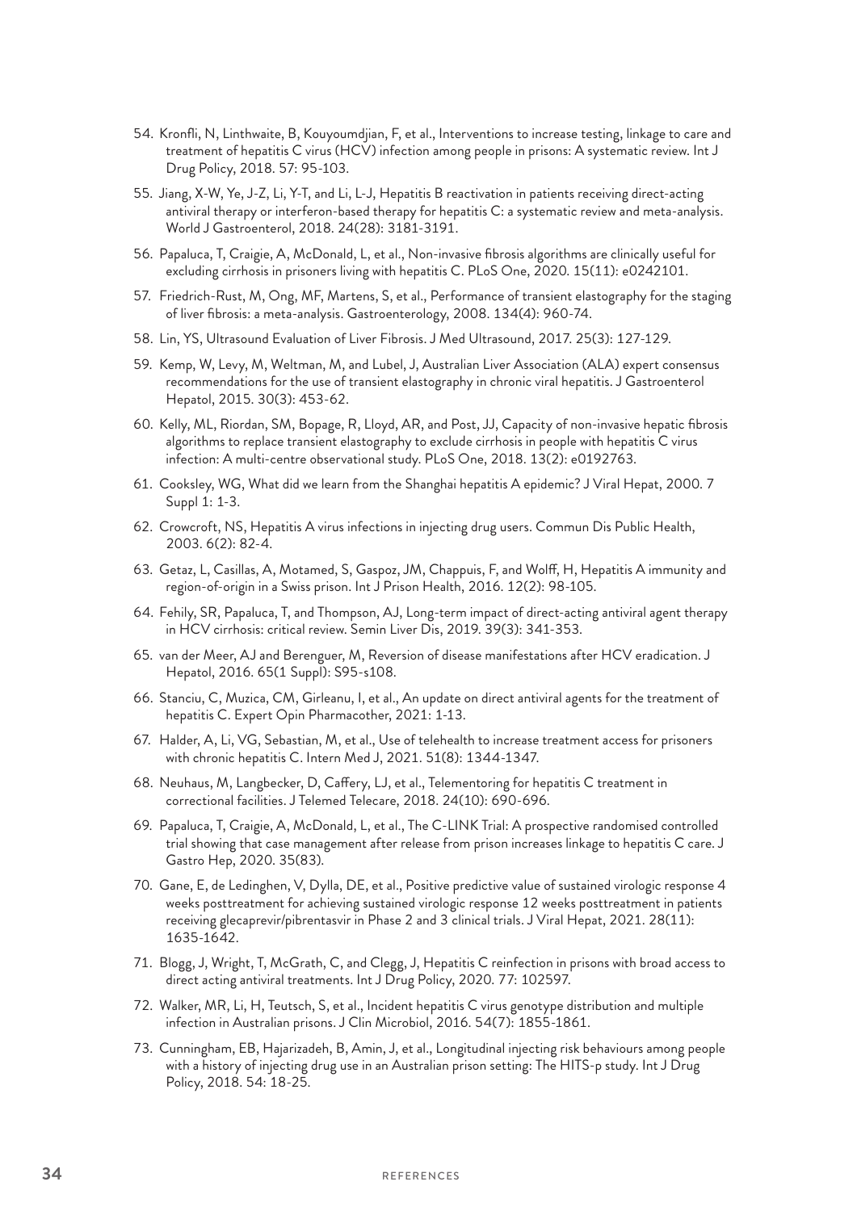54. Kronfli, N, Linthwaite, B, Kouyoumdjian, F, et al., Interventions to increase testing, linkage to care and treatment of hepatitis C virus (HCV) infection among people in prisons: A systematic review. Int J Drug Policy, 2018. 57: 95-103.
55. Jiang, X-W, Ye, J-Z, Li, Y-T, and Li, L-J, Hepatitis B reactivation in patients receiving direct-acting antiviral therapy or interferon-based therapy for hepatitis C: a systematic review and meta-analysis. World J Gastroenterol, 2018. 24(28): 3181-3191.
56. Papaluca, T, Craigie, A, McDonald, L, et al., Non-invasive fibrosis algorithms are clinically useful for excluding cirrhosis in prisoners living with hepatitis C. PLoS One, 2020. 15(11): e0242101.
57. Friedrich-Rust, M, Ong, MF, Martens, S, et al., Performance of transient elastography for the staging of liver fibrosis: a meta-analysis. Gastroenterology, 2008. 134(4): 960-74.
58. Lin, YS, Ultrasound Evaluation of Liver Fibrosis. J Med Ultrasound, 2017. 25(3): 127-129.
59. Kemp, W, Levy, M, Weltman, M, and Lubel, J, Australian Liver Association (ALA) expert consensus recommendations for the use of transient elastography in chronic viral hepatitis. J Gastroenterol Hepatol, 2015. 30(3): 453-62.
60. Kelly, ML, Riordan, SM, Bopage, R, Lloyd, AR, and Post, JJ, Capacity of non-invasive hepatic fibrosis algorithms to replace transient elastography to exclude cirrhosis in people with hepatitis C virus infection: A multi-centre observational study. PLoS One, 2018. 13(2): e0192763.
61. Cooksley, WG, What did we learn from the Shanghai hepatitis A epidemic? J Viral Hepat, 2000. 7 Suppl 1: 1-3.
62. Crowcroft, NS, Hepatitis A virus infections in injecting drug users. Commun Dis Public Health, 2003. 6(2): 82-4.
63. Getaz, L, Casillas, A, Motamed, S, Gaspoz, JM, Chappuis, F, and Wolff, H, Hepatitis A immunity and region-of-origin in a Swiss prison. Int J Prison Health, 2016. 12(2): 98-105.
64. Fehily, SR, Papaluca, T, and Thompson, AJ, Long-term impact of direct-acting antiviral agent therapy in HCV cirrhosis: critical review. Semin Liver Dis, 2019. 39(3): 341-353.
65. van der Meer, AJ and Berenguer, M, Reversion of disease manifestations after HCV eradication. J Hepatol, 2016. 65(1 Suppl): S95-s108.
66. Stanciu, C, Muzica, CM, Girleanu, I, et al., An update on direct antiviral agents for the treatment of hepatitis C. Expert Opin Pharmacother, 2021: 1-13.
67. Halder, A, Li, VG, Sebastian, M, et al., Use of telehealth to increase treatment access for prisoners with chronic hepatitis C. Intern Med J, 2021. 51(8): 1344-1347.
68. Neuhaus, M, Langbecker, D, Caffery, LJ, et al., Telementoring for hepatitis C treatment in correctional facilities. J Telemed Telecare, 2018. 24(10): 690-696.
69. Papaluca, T, Craigie, A, McDonald, L, et al., The C-LINK Trial: A prospective randomised controlled trial showing that case management after release from prison increases linkage to hepatitis C care. J Gastro Hep, 2020. 35(83).
70. Gane, E, de Ledinghen, V, Dylla, DE, et al., Positive predictive value of sustained virologic response 4 weeks posttreatment for achieving sustained virologic response 12 weeks posttreatment in patients receiving glecaprevir/pibrentasvir in Phase 2 and 3 clinical trials. J Viral Hepat, 2021. 28(11): 1635-1642.
71. Blogg, J, Wright, T, McGrath, C, and Clegg, J, Hepatitis C reinfection in prisons with broad access to direct acting antiviral treatments. Int J Drug Policy, 2020. 77: 102597.
72. Walker, MR, Li, H, Teutsch, S, et al., Incident hepatitis C virus genotype distribution and multiple infection in Australian prisons. J Clin Microbiol, 2016. 54(7): 1855-1861.
73. Cunningham, EB, Hajarizadeh, B, Amin, J, et al., Longitudinal injecting risk behaviours among people with a history of injecting drug use in an Australian prison setting: The HITS-p study. Int J Drug Policy, 2018. 54: 18-25.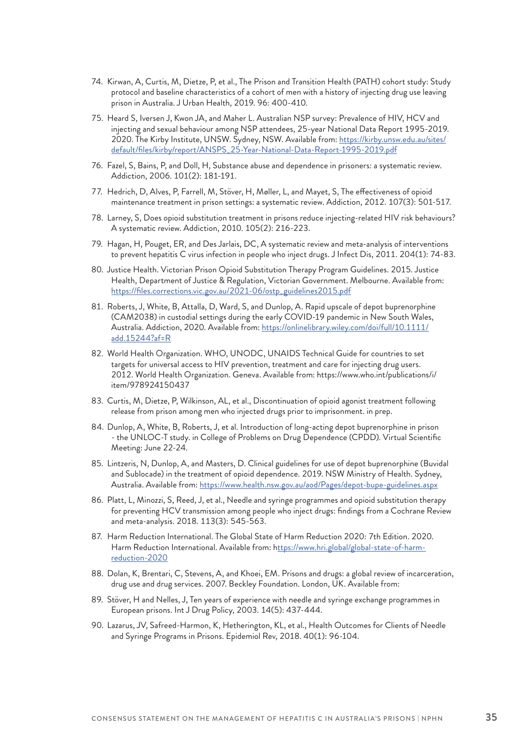74. Kirwan, A, Curtis, M, Dietze, P, et al., The Prison and Transition Health (PATH) cohort study: Study protocol and baseline characteristics of a cohort of men with a history of injecting drug use leaving prison in Australia. J Urban Health, 2019. 96: 400-410.
75. Heard S, Iversen J, Kwon JA, and Maher L. Australian NSP survey: Prevalence of HIV, HCV and injecting and sexual behaviour among NSP attendees, 25-year National Data Report 1995-2019. 2020. The Kirby Institute, UNSW. Sydney, NSW. Available from: https://kirby.unsw.edu.au/sites/default/files/kirby/report/ANSPS_25-Year-National-Data-Report-1995-2019.pdf
76. Fazel, S, Bains, P, and Doll, H, Substance abuse and dependence in prisoners: a systematic review. Addiction, 2006. 101(2): 181-191.
77. Hedrich, D, Alves, P, Farrell, M, Stöver, H, Møller, L, and Mayet, S, The effectiveness of opioid maintenance treatment in prison settings: a systematic review. Addiction, 2012. 107(3): 501-517.
78. Larney, S, Does opioid substitution treatment in prisons reduce injecting-related HIV risk behaviours? A systematic review. Addiction, 2010. 105(2): 216-223.
79. Hagan, H, Pouget, ER, and Des Jarlais, DC, A systematic review and meta-analysis of interventions to prevent hepatitis C virus infection in people who inject drugs. J Infect Dis, 2011. 204(1): 74-83.
80. Justice Health. Victorian Prison Opioid Substitution Therapy Program Guidelines. 2015. Justice Health, Department of Justice & Regulation, Victorian Government. Melbourne. Available from: https://files.corrections.vic.gov.au/2021-06/ostp_guidelines2015.pdf
81. Roberts, J, White, B, Attalla, D, Ward, S, and Dunlop, A. Rapid upscale of depot buprenorphine (CAM2038) in custodial settings during the early COVID-19 pandemic in New South Wales, Australia. Addiction, 2020. Available from: https://onlinelibrary.wiley.com/doi/full/10.1111/add.15244?af=R
82. World Health Organization. WHO, UNODC, UNAIDS Technical Guide for countries to set targets for universal access to HIV prevention, treatment and care for injecting drug users. 2012. World Health Organization. Geneva. Available from: https://www.who.int/publications/i/item/978924150437
83. Curtis, M, Dietze, P, Wilkinson, AL, et al., Discontinuation of opioid agonist treatment following release from prison among men who injected drugs prior to imprisonment. in prep.
84. Dunlop, A, White, B, Roberts, J, et al. Introduction of long-acting depot buprenorphine in prison - the UNLOC-T study. in College of Problems on Drug Dependence (CPDD). Virtual Scientific Meeting: June 22-24.
85. Lintzeris, N, Dunlop, A, and Masters, D. Clinical guidelines for use of depot buprenorphine (Buvidal and Sublocade) in the treatment of opioid dependence. 2019. NSW Ministry of Health. Sydney, Australia. Available from: https://www.health.nsw.gov.au/aod/Pages/depot-bupe-guidelines.aspx
86. Platt, L, Minozzi, S, Reed, J, et al., Needle and syringe programmes and opioid substitution therapy for preventing HCV transmission among people who inject drugs: findings from a Cochrane Review and meta-analysis. 2018. 113(3): 545-563.
87. Harm Reduction International. The Global State of Harm Reduction 2020: 7th Edition. 2020. Harm Reduction International. Available from: https://www.hri.global/global-state-of-harm-reduction-2020
88. Dolan, K, Brentari, C, Stevens, A, and Khoei, EM. Prisons and drugs: a global review of incarceration, drug use and drug services. 2007. Beckley Foundation. London, UK. Available from:
89. Stöver, H and Nelles, J, Ten years of experience with needle and syringe exchange programmes in European prisons. Int J Drug Policy, 2003. 14(5): 437-444.
90. Lazarus, JV, Safreed-Harmon, K, Hetherington, KL, et al., Health Outcomes for Clients of Needle and Syringe Programs in Prisons. Epidemiol Rev, 2018. 40(1): 96-104.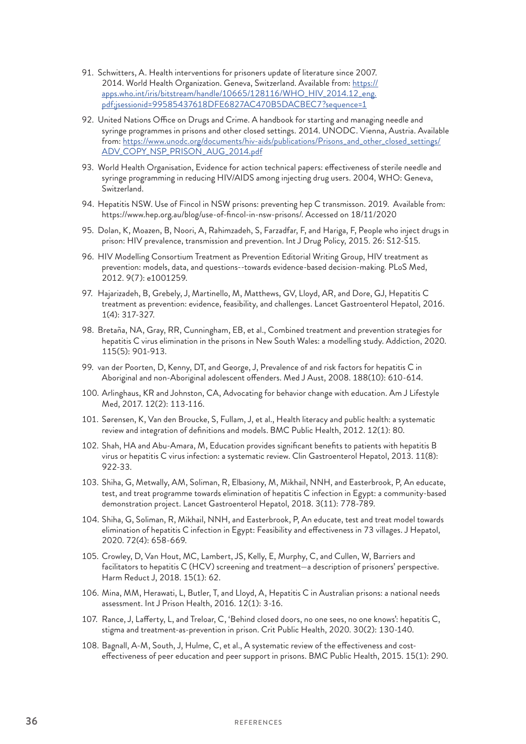91. Schwitters, A. Health interventions for prisoners update of literature since 2007. 2014. World Health Organization. Geneva, Switzerland. Available from: [https://apps.who.int/iris/bitstream/handle/10665/128116/WHO_HIV_2014.12_eng.pdf;jsessionid=99585437618DFE6827AC470B5DACBEC7?sequence=1](https://apps.who.int/iris/bitstream/handle/10665/128116/WHO_HIV_2014.12_eng.pdf;jsessionid=99585437618DFE6827AC470B5DACBEC7?sequence=1)
92. United Nations Office on Drugs and Crime. A handbook for starting and managing needle and syringe programmes in prisons and other closed settings. 2014. UNODC. Vienna, Austria. Available from: [https://www.unodc.org/documents/hiv-aids/publications/Prisons_and_other_closed_settings/ADV_COPY_NSP_PRISON_AUG_2014.pdf](https://www.unodc.org/documents/hiv-aids/publications/Prisons_and_other_closed_settings/ADV_COPY_NSP_PRISON_AUG_2014.pdf)
93. World Health Organisation, Evidence for action technical papers: effectiveness of sterile needle and syringe programming in reducing HIV/AIDS among injecting drug users. 2004, WHO: Geneva, Switzerland.
94. Hepatitis NSW. Use of Fincol in NSW prisons: preventing hep C transmisson. 2019. Available from: https://www.hep.org.au/blog/use-of-fincol-in-nsw-prisons/. Accessed on 18/11/2020
95. Dolan, K, Moazen, B, Noori, A, Rahimzadeh, S, Farzadfar, F, and Hariga, F, People who inject drugs in prison: HIV prevalence, transmission and prevention. Int J Drug Policy, 2015. 26: S12-S15.
96. HIV Modelling Consortium Treatment as Prevention Editorial Writing Group, HIV treatment as prevention: models, data, and questions--towards evidence-based decision-making. PLoS Med, 2012. 9(7): e1001259.
97. Hajarizadeh, B, Grebely, J, Martinello, M, Matthews, GV, Lloyd, AR, and Dore, GJ, Hepatitis C treatment as prevention: evidence, feasibility, and challenges. Lancet Gastroenterol Hepatol, 2016. 1(4): 317-327.
98. Bretaña, NA, Gray, RR, Cunningham, EB, et al., Combined treatment and prevention strategies for hepatitis C virus elimination in the prisons in New South Wales: a modelling study. Addiction, 2020. 115(5): 901-913.
99. van der Poorten, D, Kenny, DT, and George, J, Prevalence of and risk factors for hepatitis C in Aboriginal and non-Aboriginal adolescent offenders. Med J Aust, 2008. 188(10): 610-614.
100. Arlinghaus, KR and Johnston, CA, Advocating for behavior change with education. Am J Lifestyle Med, 2017. 12(2): 113-116.
101. Sørensen, K, Van den Broucke, S, Fullam, J, et al., Health literacy and public health: a systematic review and integration of definitions and models. BMC Public Health, 2012. 12(1): 80.
102. Shah, HA and Abu-Amara, M, Education provides significant benefits to patients with hepatitis B virus or hepatitis C virus infection: a systematic review. Clin Gastroenterol Hepatol, 2013. 11(8): 922-33.
103. Shiha, G, Metwally, AM, Soliman, R, Elbasiony, M, Mikhail, NNH, and Easterbrook, P, An educate, test, and treat programme towards elimination of hepatitis C infection in Egypt: a community-based demonstration project. Lancet Gastroenterol Hepatol, 2018. 3(11): 778-789.
104. Shiha, G, Soliman, R, Mikhail, NNH, and Easterbrook, P, An educate, test and treat model towards elimination of hepatitis C infection in Egypt: Feasibility and effectiveness in 73 villages. J Hepatol, 2020. 72(4): 658-669.
105. Crowley, D, Van Hout, MC, Lambert, JS, Kelly, E, Murphy, C, and Cullen, W, Barriers and facilitators to hepatitis C (HCV) screening and treatment—a description of prisoners' perspective. Harm Reduct J, 2018. 15(1): 62.
106. Mina, MM, Herawati, L, Butler, T, and Lloyd, A, Hepatitis C in Australian prisons: a national needs assessment. Int J Prison Health, 2016. 12(1): 3-16.
107. Rance, J, Lafferty, L, and Treloar, C, 'Behind closed doors, no one sees, no one knows': hepatitis C, stigma and treatment-as-prevention in prison. Crit Public Health, 2020. 30(2): 130-140.
108. Bagnall, A-M, South, J, Hulme, C, et al., A systematic review of the effectiveness and cost-effectiveness of peer education and peer support in prisons. BMC Public Health, 2015. 15(1): 290.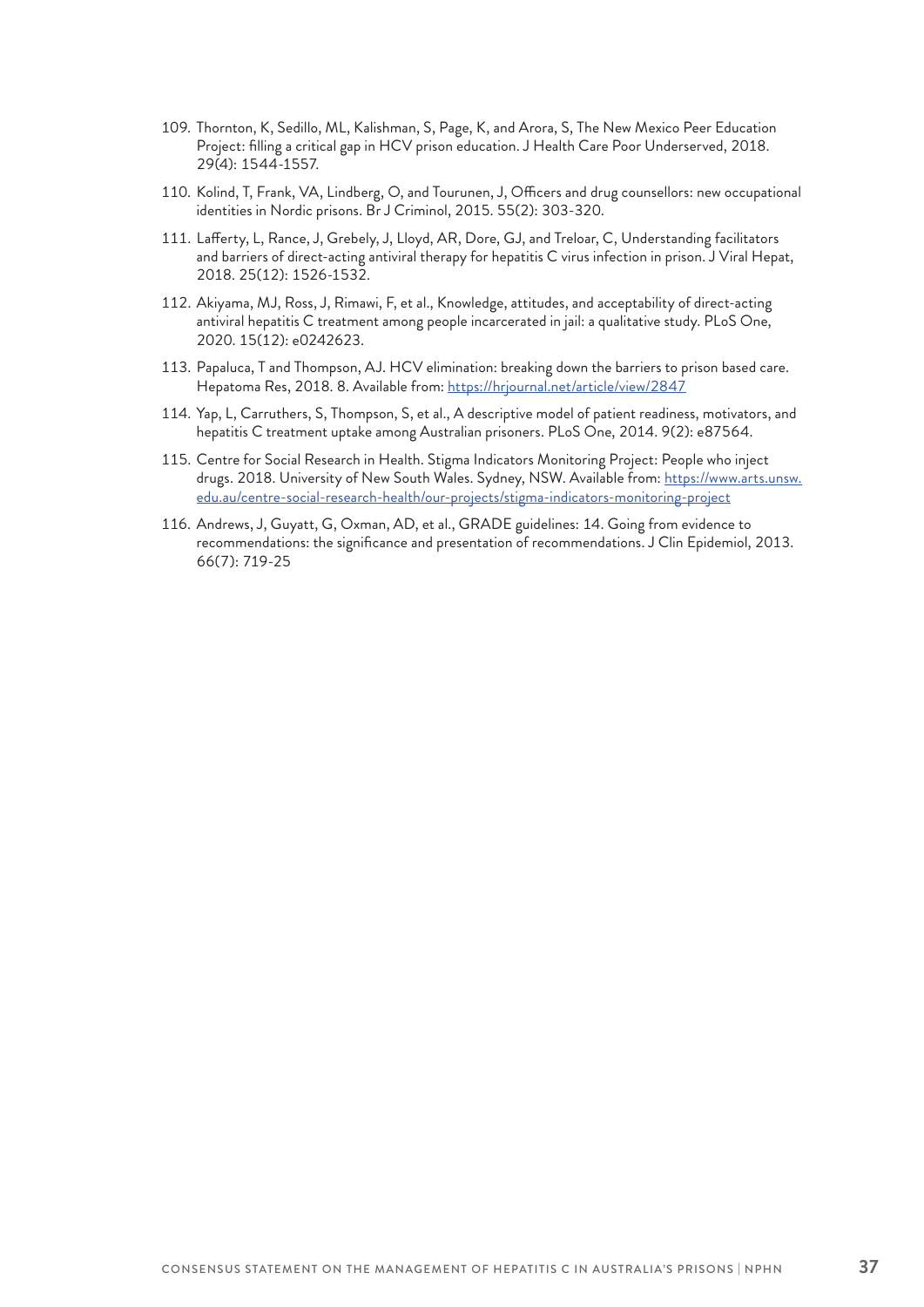109. Thornton, K, Sedillo, ML, Kalishman, S, Page, K, and Arora, S, The New Mexico Peer Education Project: filling a critical gap in HCV prison education. J Health Care Poor Underserved, 2018. 29(4): 1544-1557.
110. Kolind, T, Frank, VA, Lindberg, O, and Tourunen, J, Officers and drug counsellors: new occupational identities in Nordic prisons. Br J Criminol, 2015. 55(2): 303-320.
111. Lafferty, L, Rance, J, Grebely, J, Lloyd, AR, Dore, GJ, and Treloar, C, Understanding facilitators and barriers of direct-acting antiviral therapy for hepatitis C virus infection in prison. J Viral Hepat, 2018. 25(12): 1526-1532.
112. Akiyama, MJ, Ross, J, Rimawi, F, et al., Knowledge, attitudes, and acceptability of direct-acting antiviral hepatitis C treatment among people incarcerated in jail: a qualitative study. PLoS One, 2020. 15(12): e0242623.
113. Papaluca, T and Thompson, AJ. HCV elimination: breaking down the barriers to prison based care. Hepatoma Res, 2018. 8. Available from: https://hrjournal.net/article/view/2847
114. Yap, L, Carruthers, S, Thompson, S, et al., A descriptive model of patient readiness, motivators, and hepatitis C treatment uptake among Australian prisoners. PLoS One, 2014. 9(2): e87564.
115. Centre for Social Research in Health. Stigma Indicators Monitoring Project: People who inject drugs. 2018. University of New South Wales. Sydney, NSW. Available from: https://www.arts.unsw.edu.au/centre-social-research-health/our-projects/stigma-indicators-monitoring-project
116. Andrews, J, Guyatt, G, Oxman, AD, et al., GRADE guidelines: 14. Going from evidence to recommendations: the significance and presentation of recommendations. J Clin Epidemiol, 2013. 66(7): 719-25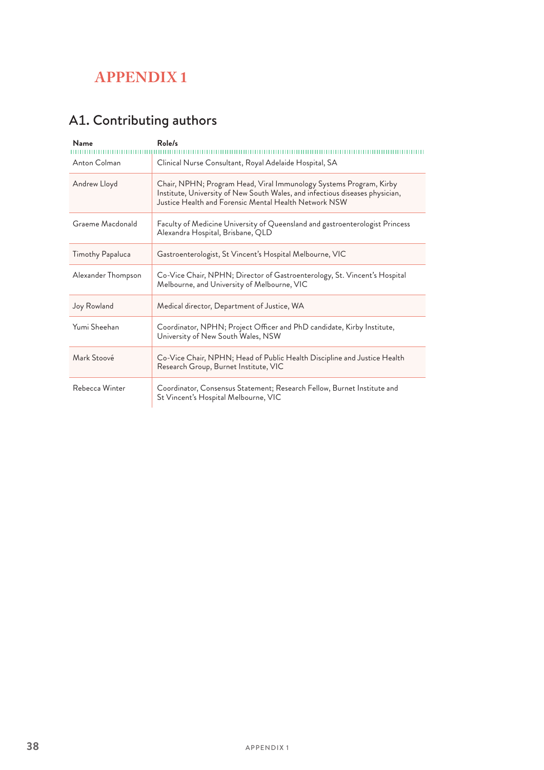# APPENDIX 1

## A1. Contributing authors

| Name | Role/s |
|---|---|
| Anton Colman | Clinical Nurse Consultant, Royal Adelaide Hospital, SA |
| Andrew Lloyd | Chair, NPHN; Program Head, Viral Immunology Systems Program, Kirby Institute, University of New South Wales, and infectious diseases physician, Justice Health and Forensic Mental Health Network NSW |
| Graeme Macdonald | Faculty of Medicine University of Queensland and gastroenterologist Princess Alexandra Hospital, Brisbane, QLD |
| Timothy Papaluca | Gastroenterologist, St Vincent's Hospital Melbourne, VIC |
| Alexander Thompson | Co-Vice Chair, NPHN; Director of Gastroenterology, St. Vincent's Hospital Melbourne, and University of Melbourne, VIC |
| Joy Rowland | Medical director, Department of Justice, WA |
| Yumi Sheehan | Coordinator, NPHN; Project Officer and PhD candidate, Kirby Institute, University of New South Wales, NSW |
| Mark Stoové | Co-Vice Chair, NPHN; Head of Public Health Discipline and Justice Health Research Group, Burnet Institute, VIC |
| Rebecca Winter | Coordinator, Consensus Statement; Research Fellow, Burnet Institute and St Vincent's Hospital Melbourne, VIC |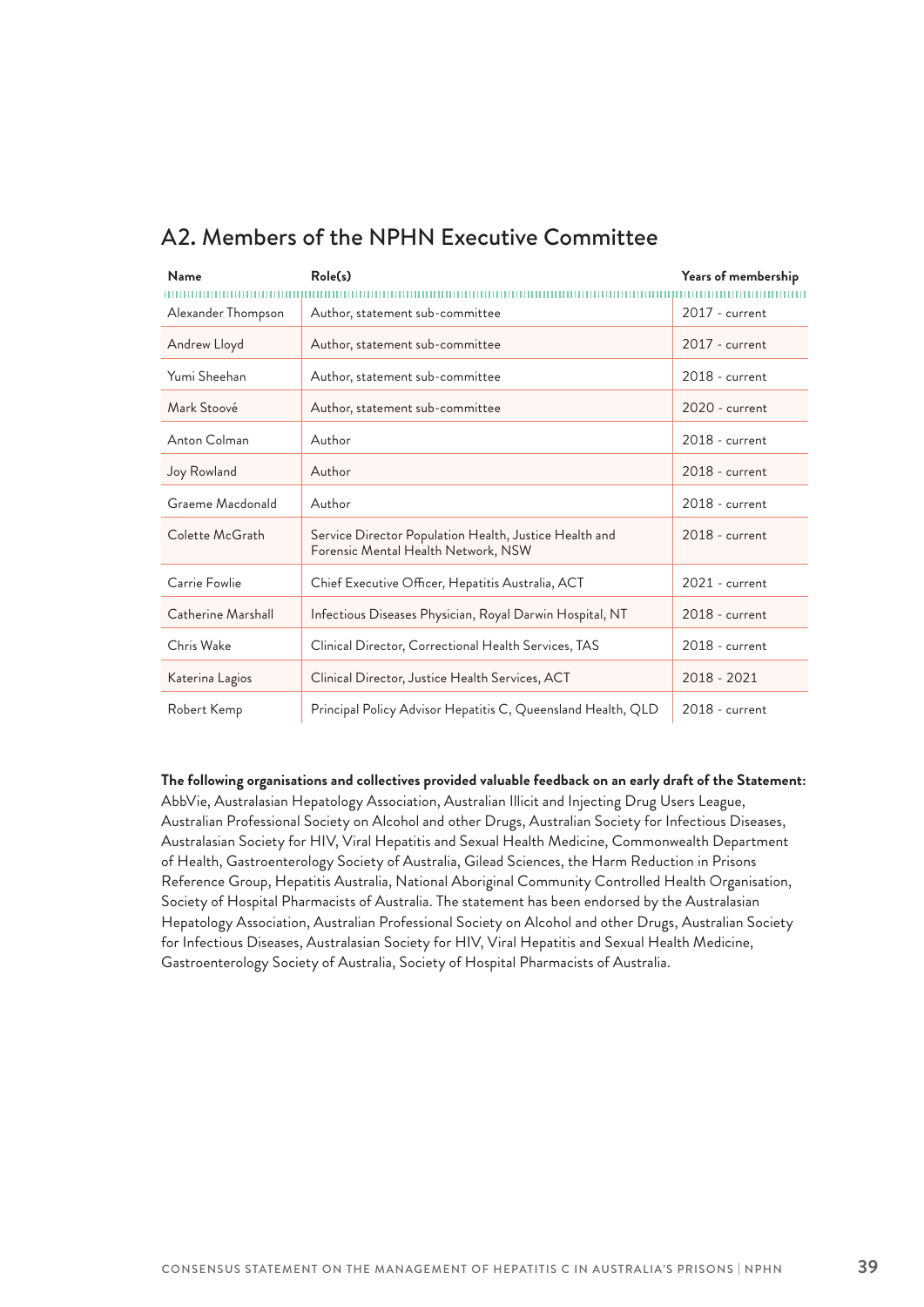## A2. Members of the NPHN Executive Committee

| Name | Role(s) | Years of membership |
|---|---|---|
| Alexander Thompson | Author, statement sub-committee | 2017 - current |
| Andrew Lloyd | Author, statement sub-committee | 2017 - current |
| Yumi Sheehan | Author, statement sub-committee | 2018 - current |
| Mark Stoové | Author, statement sub-committee | 2020 - current |
| Anton Colman | Author | 2018 - current |
| Joy Rowland | Author | 2018 - current |
| Graeme Macdonald | Author | 2018 - current |
| Colette McGrath | Service Director Population Health, Justice Health and Forensic Mental Health Network, NSW | 2018 - current |
| Carrie Fowlie | Chief Executive Officer, Hepatitis Australia, ACT | 2021 - current |
| Catherine Marshall | Infectious Diseases Physician, Royal Darwin Hospital, NT | 2018 - current |
| Chris Wake | Clinical Director, Correctional Health Services, TAS | 2018 - current |
| Katerina Lagios | Clinical Director, Justice Health Services, ACT | 2018 - 2021 |
| Robert Kemp | Principal Policy Advisor Hepatitis C, Queensland Health, QLD | 2018 - current |

**The following organisations and collectives provided valuable feedback on an early draft of the Statement:** AbbVie, Australasian Hepatology Association, Australian Illicit and Injecting Drug Users League, Australian Professional Society on Alcohol and other Drugs, Australian Society for Infectious Diseases, Australasian Society for HIV, Viral Hepatitis and Sexual Health Medicine, Commonwealth Department of Health, Gastroenterology Society of Australia, Gilead Sciences, the Harm Reduction in Prisons Reference Group, Hepatitis Australia, National Aboriginal Community Controlled Health Organisation, Society of Hospital Pharmacists of Australia. The statement has been endorsed by the Australasian Hepatology Association, Australian Professional Society on Alcohol and other Drugs, Australian Society for Infectious Diseases, Australasian Society for HIV, Viral Hepatitis and Sexual Health Medicine, Gastroenterology Society of Australia, Society of Hospital Pharmacists of Australia.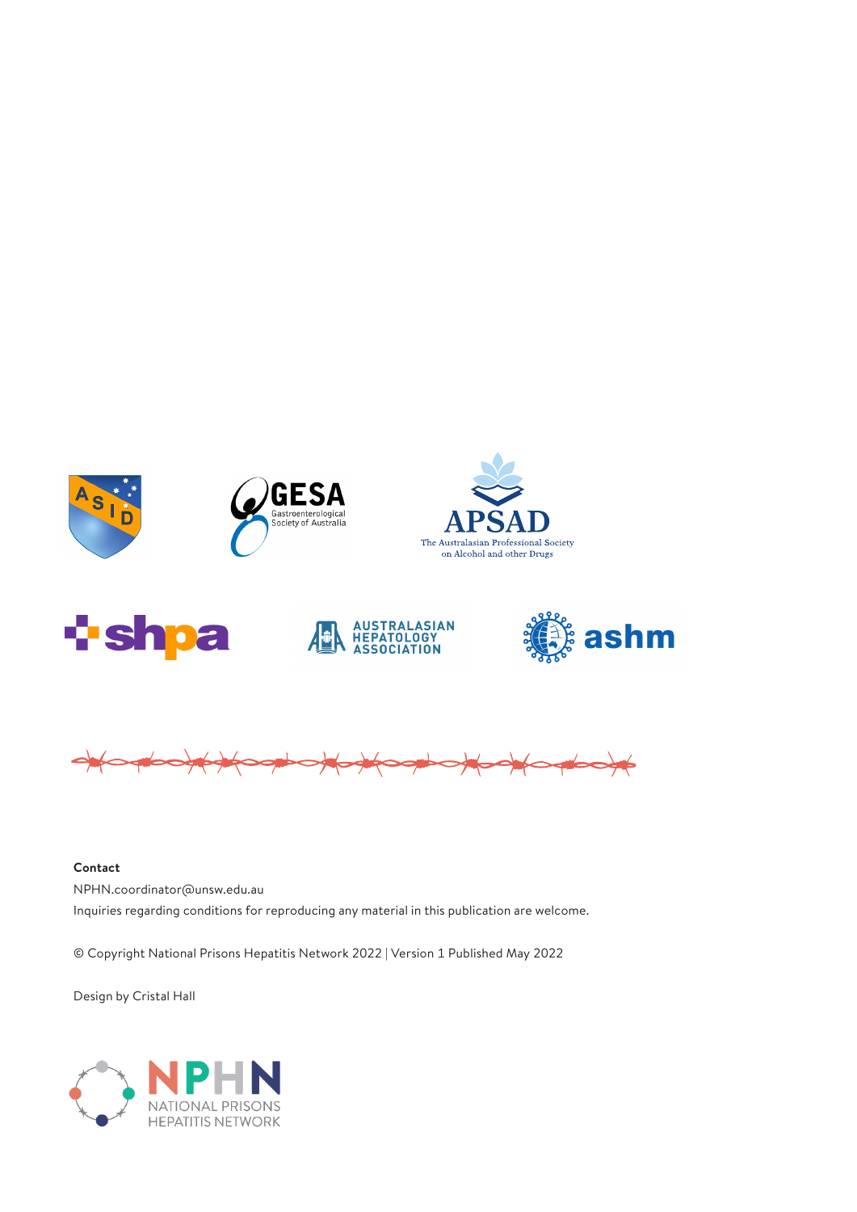**Contact**

NPHN.coordinator@unsw.edu.au

Inquiries regarding conditions for reproducing any material in this publication are welcome.

© Copyright National Prisons Hepatitis Network 2022 | Version 1 Published May 2022

Design by Cristal Hall